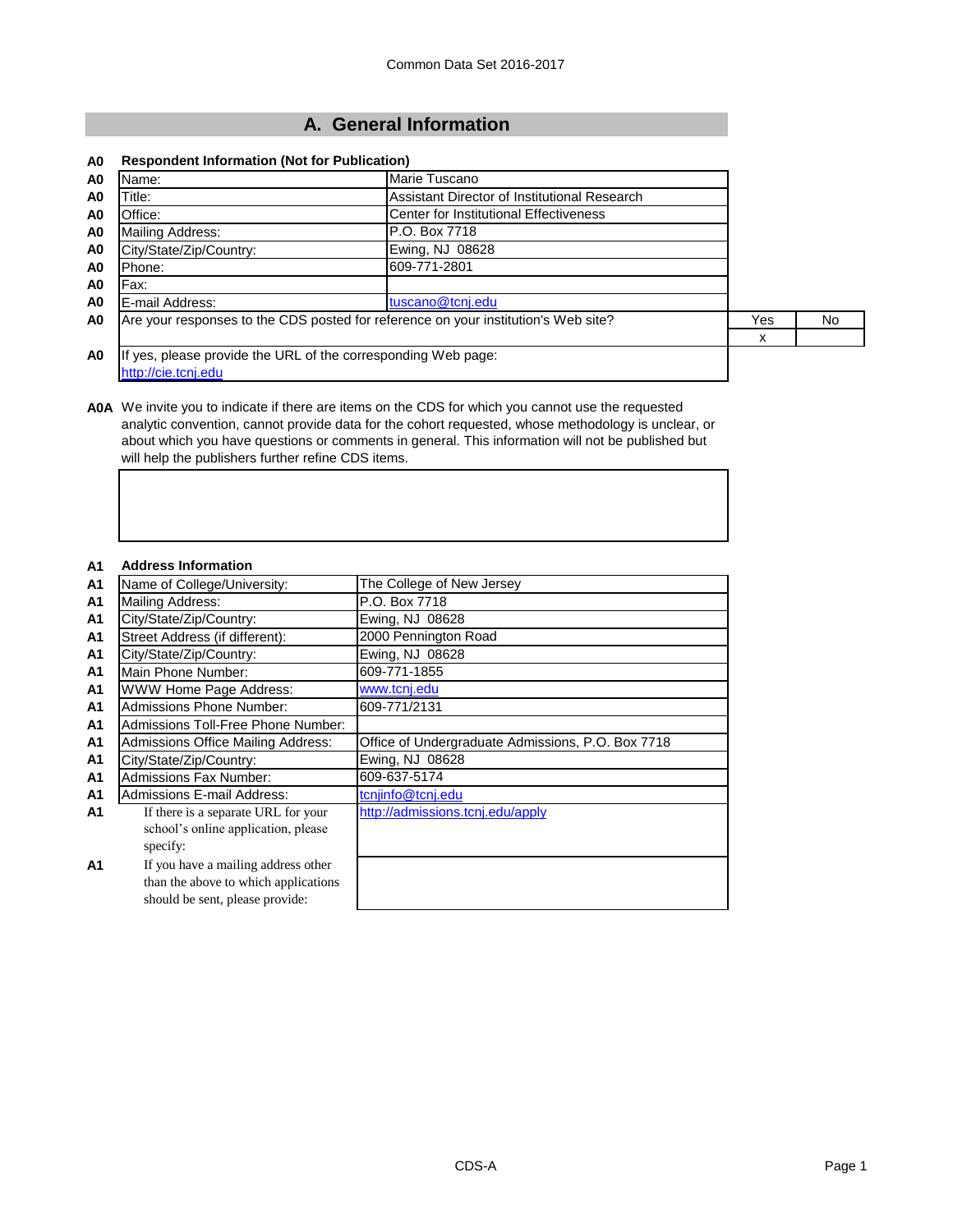## A. General Information

**A0 Respondent Information (Not for Publication)**

| | | |
|---|---|---|
| A0 | Name: | Marie Tuscano |
| A0 | Title: | Assistant Director of Institutional Research |
| A0 | Office: | Center for Institutional Effectiveness |
| A0 | Mailing Address: | P.O. Box 7718 |
| A0 | City/State/Zip/Country: | Ewing, NJ 08628 |
| A0 | Phone: | 609-771-2801 |
| A0 | Fax: | |
| A0 | E-mail Address: | tuscano@tcnj.edu |

| | | Yes | No |
|---|---|---|---|
| A0 | Are your responses to the CDS posted for reference on your institution's Web site? | x | |

A0 If yes, please provide the URL of the corresponding Web page:
http://cie.tcnj.edu

**A0A** We invite you to indicate if there are items on the CDS for which you cannot use the requested analytic convention, cannot provide data for the cohort requested, whose methodology is unclear, or about which you have questions or comments in general. This information will not be published but will help the publishers further refine CDS items.

**A1 Address Information**

| | | |
|---|---|---|
| A1 | Name of College/University: | The College of New Jersey |
| A1 | Mailing Address: | P.O. Box 7718 |
| A1 | City/State/Zip/Country: | Ewing, NJ 08628 |
| A1 | Street Address (if different): | 2000 Pennington Road |
| A1 | City/State/Zip/Country: | Ewing, NJ 08628 |
| A1 | Main Phone Number: | 609-771-1855 |
| A1 | WWW Home Page Address: | www.tcnj.edu |
| A1 | Admissions Phone Number: | 609-771/2131 |
| A1 | Admissions Toll-Free Phone Number: | |
| A1 | Admissions Office Mailing Address: | Office of Undergraduate Admissions, P.O. Box 7718 |
| A1 | City/State/Zip/Country: | Ewing, NJ 08628 |
| A1 | Admissions Fax Number: | 609-637-5174 |
| A1 | Admissions E-mail Address: | tcnjinfo@tcnj.edu |
| A1 | If there is a separate URL for your school's online application, please specify: | http://admissions.tcnj.edu/apply |
| A1 | If you have a mailing address other than the above to which applications should be sent, please provide: | |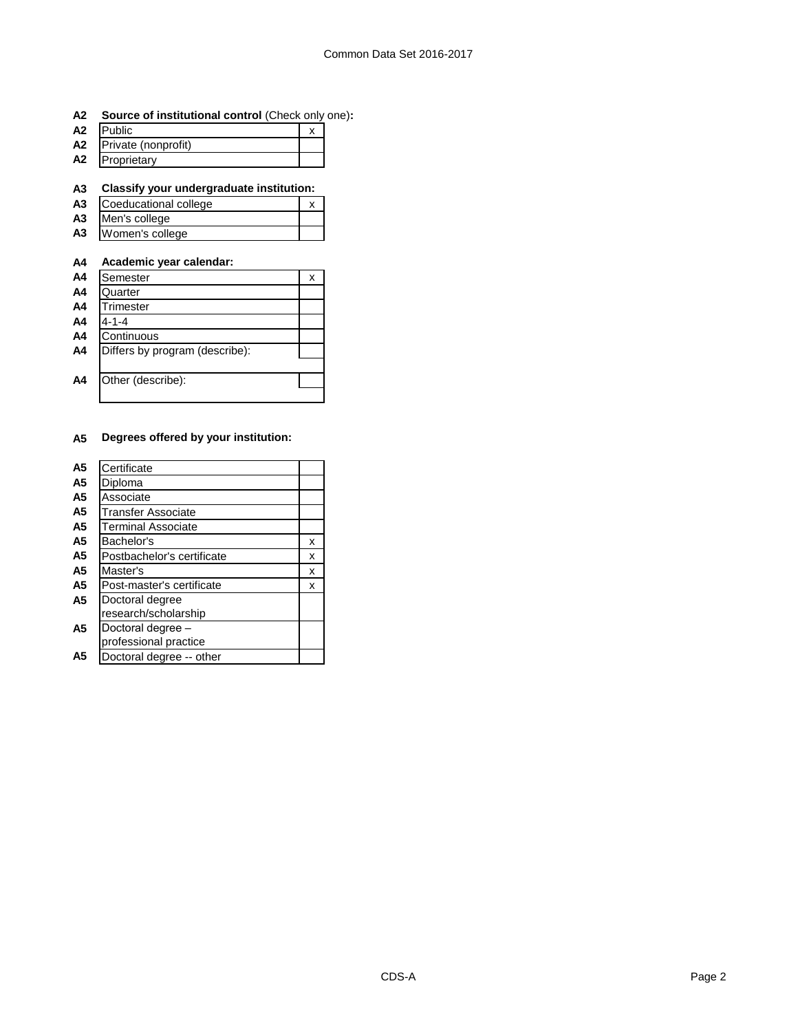**A2 Source of institutional control** (Check only one)**:**

| | | |
|---|---|---|
| A2 | Public | x |
| A2 | Private (nonprofit) | |
| A2 | Proprietary | |

**A3 Classify your undergraduate institution:**

| | | |
|---|---|---|
| A3 | Coeducational college | x |
| A3 | Men's college | |
| A3 | Women's college | |

**A4 Academic year calendar:**

| | | |
|---|---|---|
| A4 | Semester | x |
| A4 | Quarter | |
| A4 | Trimester | |
| A4 | 4-1-4 | |
| A4 | Continuous | |
| A4 | Differs by program (describe): | |
| A4 | Other (describe): | |

**A5 Degrees offered by your institution:**

| | | |
|---|---|---|
| A5 | Certificate | |
| A5 | Diploma | |
| A5 | Associate | |
| A5 | Transfer Associate | |
| A5 | Terminal Associate | |
| A5 | Bachelor's | x |
| A5 | Postbachelor's certificate | x |
| A5 | Master's | x |
| A5 | Post-master's certificate | x |
| A5 | Doctoral degree research/scholarship | |
| A5 | Doctoral degree – professional practice | |
| A5 | Doctoral degree -- other | |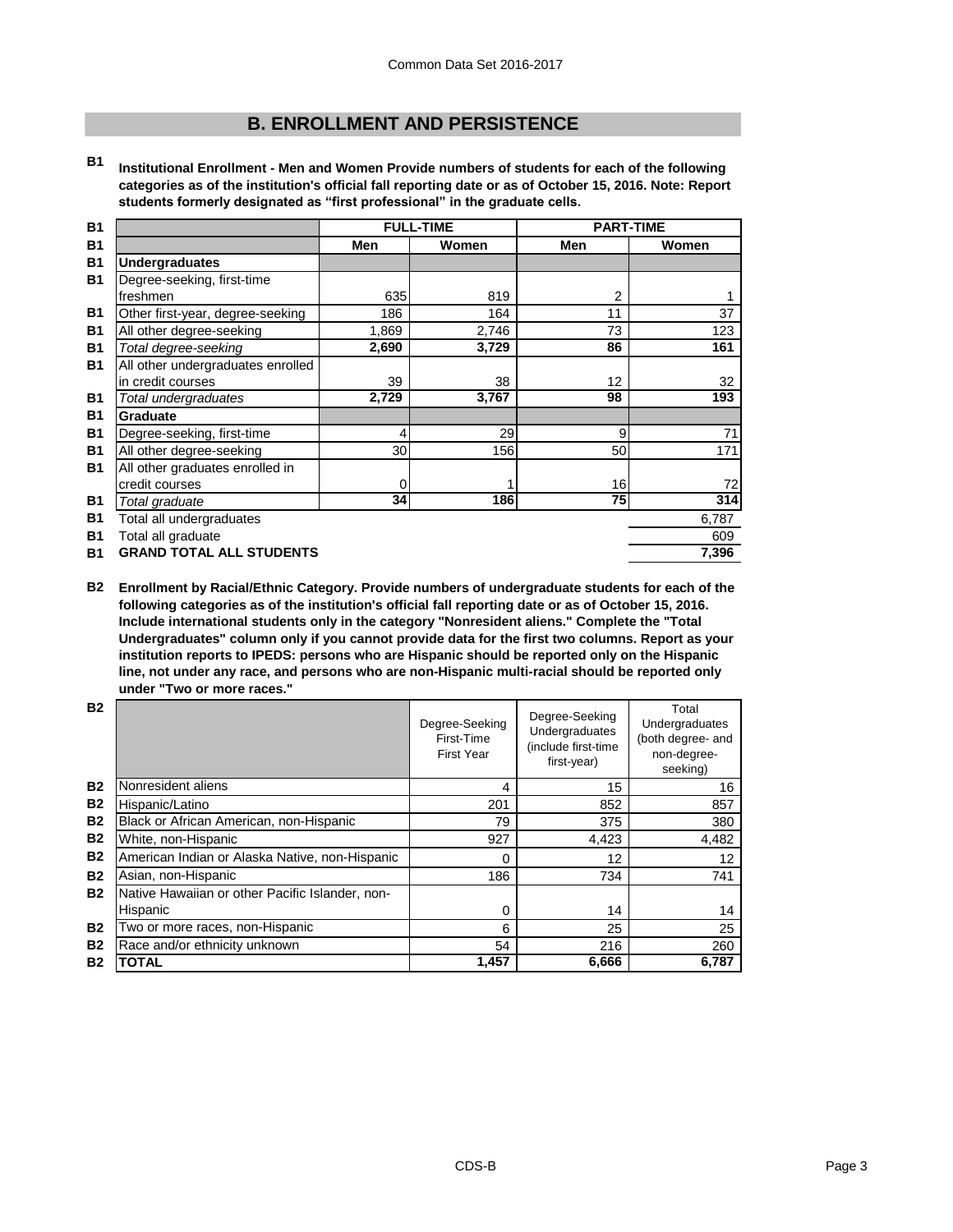## B. ENROLLMENT AND PERSISTENCE

**B1 Institutional Enrollment - Men and Women Provide numbers of students for each of the following categories as of the institution's official fall reporting date or as of October 15, 2016. Note: Report students formerly designated as "first professional" in the graduate cells.**

| | FULL-TIME | | PART-TIME | |
|---|---|---|---|---|
| | **Men** | **Women** | **Men** | **Women** |
| **Undergraduates** | | | | |
| Degree-seeking, first-time freshmen | 635 | 819 | 2 | 1 |
| Other first-year, degree-seeking | 186 | 164 | 11 | 37 |
| All other degree-seeking | 1,869 | 2,746 | 73 | 123 |
| *Total degree-seeking* | **2,690** | **3,729** | **86** | **161** |
| All other undergraduates enrolled in credit courses | 39 | 38 | 12 | 32 |
| *Total undergraduates* | **2,729** | **3,767** | **98** | **193** |
| **Graduate** | | | | |
| Degree-seeking, first-time | 4 | 29 | 9 | 71 |
| All other degree-seeking | 30 | 156 | 50 | 171 |
| All other graduates enrolled in credit courses | 0 | 1 | 16 | 72 |
| *Total graduate* | **34** | **186** | **75** | **314** |
| Total all undergraduates | | | | 6,787 |
| Total all graduate | | | | 609 |
| **GRAND TOTAL ALL STUDENTS** | | | | **7,396** |

**B2 Enrollment by Racial/Ethnic Category. Provide numbers of undergraduate students for each of the following categories as of the institution's official fall reporting date or as of October 15, 2016. Include international students only in the category "Nonresident aliens." Complete the "Total Undergraduates" column only if you cannot provide data for the first two columns. Report as your institution reports to IPEDS: persons who are Hispanic should be reported only on the Hispanic line, not under any race, and persons who are non-Hispanic multi-racial should be reported only under "Two or more races."**

| | Degree-Seeking First-Time First Year | Degree-Seeking Undergraduates (include first-time first-year) | Total Undergraduates (both degree- and non-degree-seeking) |
|---|---|---|---|
| Nonresident aliens | 4 | 15 | 16 |
| Hispanic/Latino | 201 | 852 | 857 |
| Black or African American, non-Hispanic | 79 | 375 | 380 |
| White, non-Hispanic | 927 | 4,423 | 4,482 |
| American Indian or Alaska Native, non-Hispanic | 0 | 12 | 12 |
| Asian, non-Hispanic | 186 | 734 | 741 |
| Native Hawaiian or other Pacific Islander, non-Hispanic | 0 | 14 | 14 |
| Two or more races, non-Hispanic | 6 | 25 | 25 |
| Race and/or ethnicity unknown | 54 | 216 | 260 |
| **TOTAL** | **1,457** | **6,666** | **6,787** |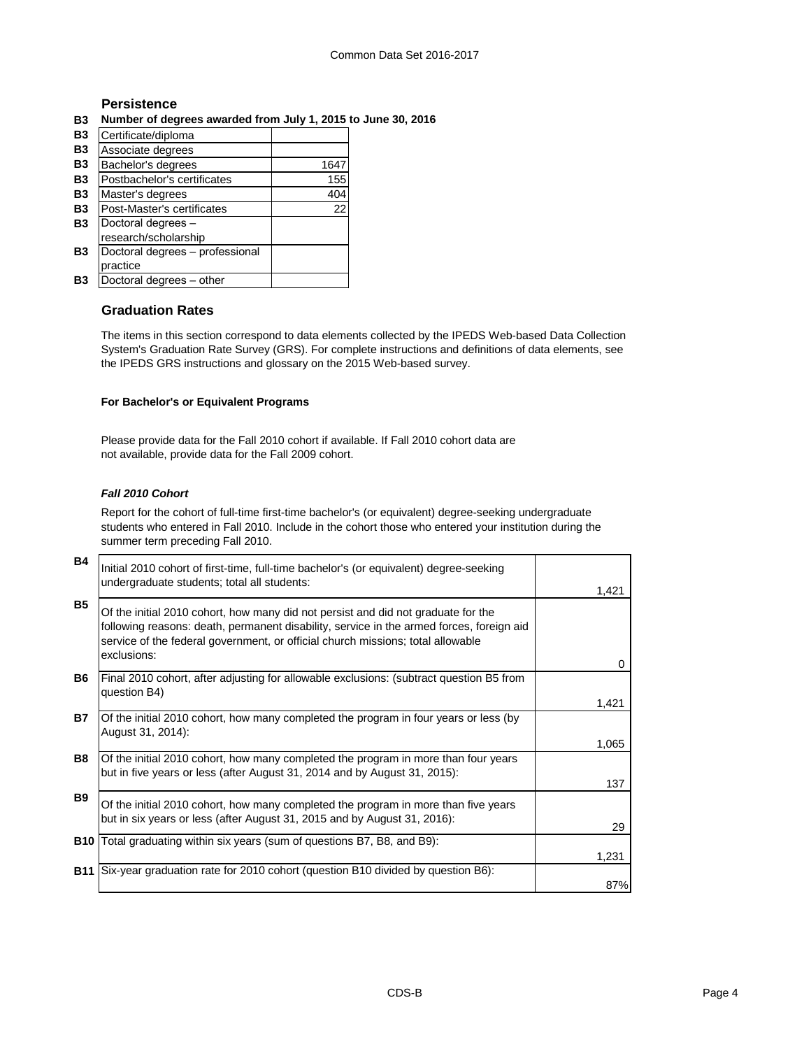## Persistence

**B3 Number of degrees awarded from July 1, 2015 to June 30, 2016**

| | Degree | Number |
|---|---|---|
| B3 | Certificate/diploma | |
| B3 | Associate degrees | |
| B3 | Bachelor's degrees | 1647 |
| B3 | Postbachelor's certificates | 155 |
| B3 | Master's degrees | 404 |
| B3 | Post-Master's certificates | 22 |
| B3 | Doctoral degrees – research/scholarship | |
| B3 | Doctoral degrees – professional practice | |
| B3 | Doctoral degrees – other | |

## Graduation Rates

The items in this section correspond to data elements collected by the IPEDS Web-based Data Collection System's Graduation Rate Survey (GRS). For complete instructions and definitions of data elements, see the IPEDS GRS instructions and glossary on the 2015 Web-based survey.

**For Bachelor's or Equivalent Programs**

Please provide data for the Fall 2010 cohort if available. If Fall 2010 cohort data are not available, provide data for the Fall 2009 cohort.

***Fall 2010 Cohort***

Report for the cohort of full-time first-time bachelor's (or equivalent) degree-seeking undergraduate students who entered in Fall 2010. Include in the cohort those who entered your institution during the summer term preceding Fall 2010.

| | Item | Value |
|---|---|---|
| B4 | Initial 2010 cohort of first-time, full-time bachelor's (or equivalent) degree-seeking undergraduate students; total all students: | 1,421 |
| B5 | Of the initial 2010 cohort, how many did not persist and did not graduate for the following reasons: death, permanent disability, service in the armed forces, foreign aid service of the federal government, or official church missions; total allowable exclusions: | 0 |
| B6 | Final 2010 cohort, after adjusting for allowable exclusions: (subtract question B5 from question B4) | 1,421 |
| B7 | Of the initial 2010 cohort, how many completed the program in four years or less (by August 31, 2014): | 1,065 |
| B8 | Of the initial 2010 cohort, how many completed the program in more than four years but in five years or less (after August 31, 2014 and by August 31, 2015): | 137 |
| B9 | Of the initial 2010 cohort, how many completed the program in more than five years but in six years or less (after August 31, 2015 and by August 31, 2016): | 29 |
| B10 | Total graduating within six years (sum of questions B7, B8, and B9): | 1,231 |
| B11 | Six-year graduation rate for 2010 cohort (question B10 divided by question B6): | 87% |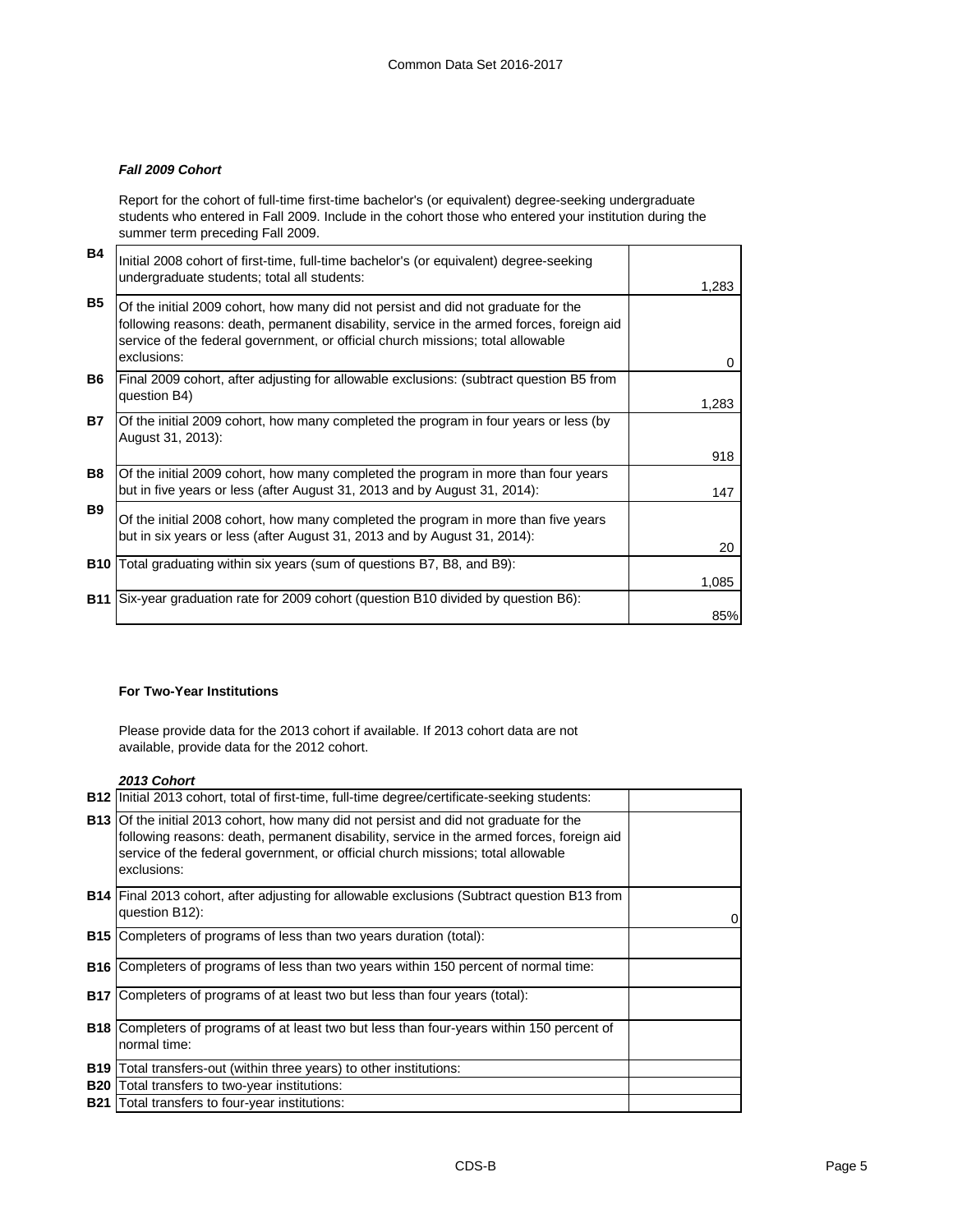### *Fall 2009 Cohort*

Report for the cohort of full-time first-time bachelor's (or equivalent) degree-seeking undergraduate students who entered in Fall 2009. Include in the cohort those who entered your institution during the summer term preceding Fall 2009.

| | | |
|---|---|---|
| **B4** | Initial 2008 cohort of first-time, full-time bachelor's (or equivalent) degree-seeking undergraduate students; total all students: | 1,283 |
| **B5** | Of the initial 2009 cohort, how many did not persist and did not graduate for the following reasons: death, permanent disability, service in the armed forces, foreign aid service of the federal government, or official church missions; total allowable exclusions: | 0 |
| **B6** | Final 2009 cohort, after adjusting for allowable exclusions: (subtract question B5 from question B4) | 1,283 |
| **B7** | Of the initial 2009 cohort, how many completed the program in four years or less (by August 31, 2013): | 918 |
| **B8** | Of the initial 2009 cohort, how many completed the program in more than four years but in five years or less (after August 31, 2013 and by August 31, 2014): | 147 |
| **B9** | Of the initial 2008 cohort, how many completed the program in more than five years but in six years or less (after August 31, 2013 and by August 31, 2014): | 20 |
| **B10** | Total graduating within six years (sum of questions B7, B8, and B9): | 1,085 |
| **B11** | Six-year graduation rate for 2009 cohort (question B10 divided by question B6): | 85% |

**For Two-Year Institutions**

Please provide data for the 2013 cohort if available. If 2013 cohort data are not available, provide data for the 2012 cohort.

***2013 Cohort***

| | | |
|---|---|---|
| **B12** | Initial 2013 cohort, total of first-time, full-time degree/certificate-seeking students: | |
| **B13** | Of the initial 2013 cohort, how many did not persist and did not graduate for the following reasons: death, permanent disability, service in the armed forces, foreign aid service of the federal government, or official church missions; total allowable exclusions: | |
| **B14** | Final 2013 cohort, after adjusting for allowable exclusions (Subtract question B13 from question B12): | 0 |
| **B15** | Completers of programs of less than two years duration (total): | |
| **B16** | Completers of programs of less than two years within 150 percent of normal time: | |
| **B17** | Completers of programs of at least two but less than four years (total): | |
| **B18** | Completers of programs of at least two but less than four-years within 150 percent of normal time: | |
| **B19** | Total transfers-out (within three years) to other institutions: | |
| **B20** | Total transfers to two-year institutions: | |
| **B21** | Total transfers to four-year institutions: | |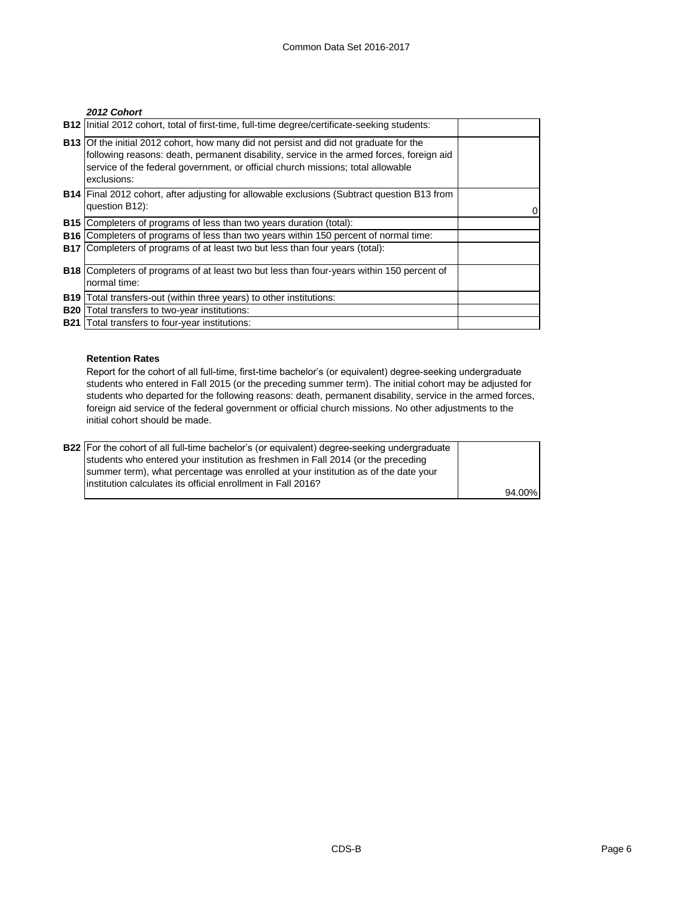*2012 Cohort*

| | | |
|---|---|---|
| **B12** | Initial 2012 cohort, total of first-time, full-time degree/certificate-seeking students: | |
| **B13** | Of the initial 2012 cohort, how many did not persist and did not graduate for the following reasons: death, permanent disability, service in the armed forces, foreign aid service of the federal government, or official church missions; total allowable exclusions: | |
| **B14** | Final 2012 cohort, after adjusting for allowable exclusions (Subtract question B13 from question B12): | 0 |
| **B15** | Completers of programs of less than two years duration (total): | |
| **B16** | Completers of programs of less than two years within 150 percent of normal time: | |
| **B17** | Completers of programs of at least two but less than four years (total): | |
| **B18** | Completers of programs of at least two but less than four-years within 150 percent of normal time: | |
| **B19** | Total transfers-out (within three years) to other institutions: | |
| **B20** | Total transfers to two-year institutions: | |
| **B21** | Total transfers to four-year institutions: | |

**Retention Rates**

Report for the cohort of all full-time, first-time bachelor's (or equivalent) degree-seeking undergraduate students who entered in Fall 2015 (or the preceding summer term). The initial cohort may be adjusted for students who departed for the following reasons: death, permanent disability, service in the armed forces, foreign aid service of the federal government or official church missions. No other adjustments to the initial cohort should be made.

| | | |
|---|---|---|
| **B22** | For the cohort of all full-time bachelor's (or equivalent) degree-seeking undergraduate students who entered your institution as freshmen in Fall 2014 (or the preceding summer term), what percentage was enrolled at your institution as of the date your institution calculates its official enrollment in Fall 2016? | 94.00% |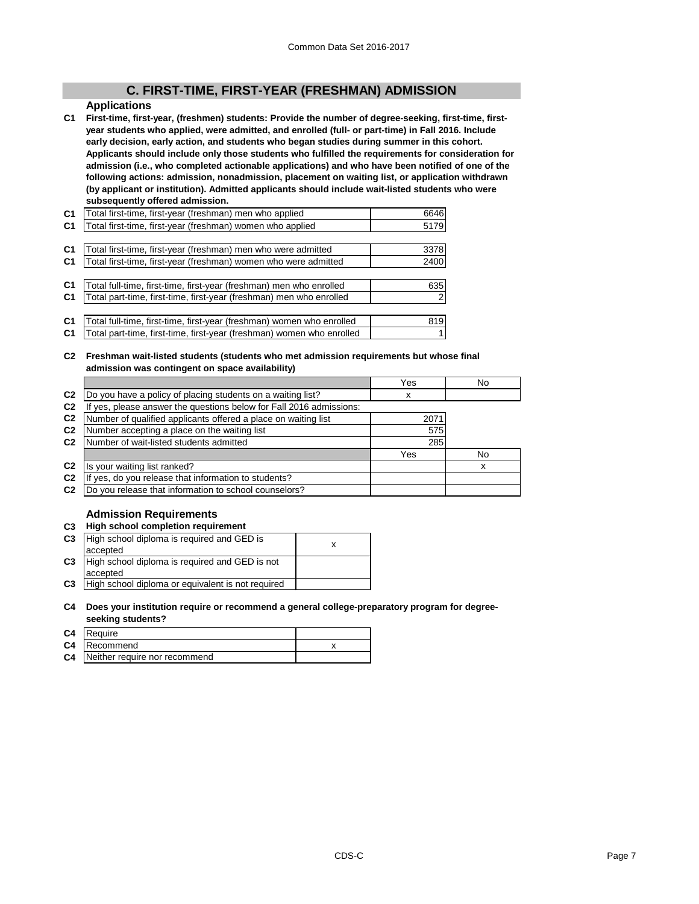## C. FIRST-TIME, FIRST-YEAR (FRESHMAN) ADMISSION

### Applications

**C1 First-time, first-year, (freshmen) students: Provide the number of degree-seeking, first-time, first-year students who applied, were admitted, and enrolled (full- or part-time) in Fall 2016. Include early decision, early action, and students who began studies during summer in this cohort. Applicants should include only those students who fulfilled the requirements for consideration for admission (i.e., who completed actionable applications) and who have been notified of one of the following actions: admission, nonadmission, placement on waiting list, or application withdrawn (by applicant or institution). Admitted applicants should include wait-listed students who were subsequently offered admission.**

| | | |
|---|---|---|
| C1 | Total first-time, first-year (freshman) men who applied | 6646 |
| C1 | Total first-time, first-year (freshman) women who applied | 5179 |
| C1 | Total first-time, first-year (freshman) men who were admitted | 3378 |
| C1 | Total first-time, first-year (freshman) women who were admitted | 2400 |
| C1 | Total full-time, first-time, first-year (freshman) men who enrolled | 635 |
| C1 | Total part-time, first-time, first-year (freshman) men who enrolled | 2 |
| C1 | Total full-time, first-time, first-year (freshman) women who enrolled | 819 |
| C1 | Total part-time, first-time, first-year (freshman) women who enrolled | 1 |

**C2 Freshman wait-listed students (students who met admission requirements but whose final admission was contingent on space availability)**

| | | Yes | No |
|---|---|---|---|
| C2 | Do you have a policy of placing students on a waiting list? | x | |
| C2 | If yes, please answer the questions below for Fall 2016 admissions: | | |
| C2 | Number of qualified applicants offered a place on waiting list | 2071 | |
| C2 | Number accepting a place on the waiting list | 575 | |
| C2 | Number of wait-listed students admitted | 285 | |
| | | Yes | No |
| C2 | Is your waiting list ranked? | | x |
| C2 | If yes, do you release that information to students? | | |
| C2 | Do you release that information to school counselors? | | |

### Admission Requirements

**C3 High school completion requirement**

| | | |
|---|---|---|
| C3 | High school diploma is required and GED is accepted | x |
| C3 | High school diploma is required and GED is not accepted | |
| C3 | High school diploma or equivalent is not required | |

**C4 Does your institution require or recommend a general college-preparatory program for degree-seeking students?**

| | | |
|---|---|---|
| C4 | Require | |
| C4 | Recommend | x |
| C4 | Neither require nor recommend | |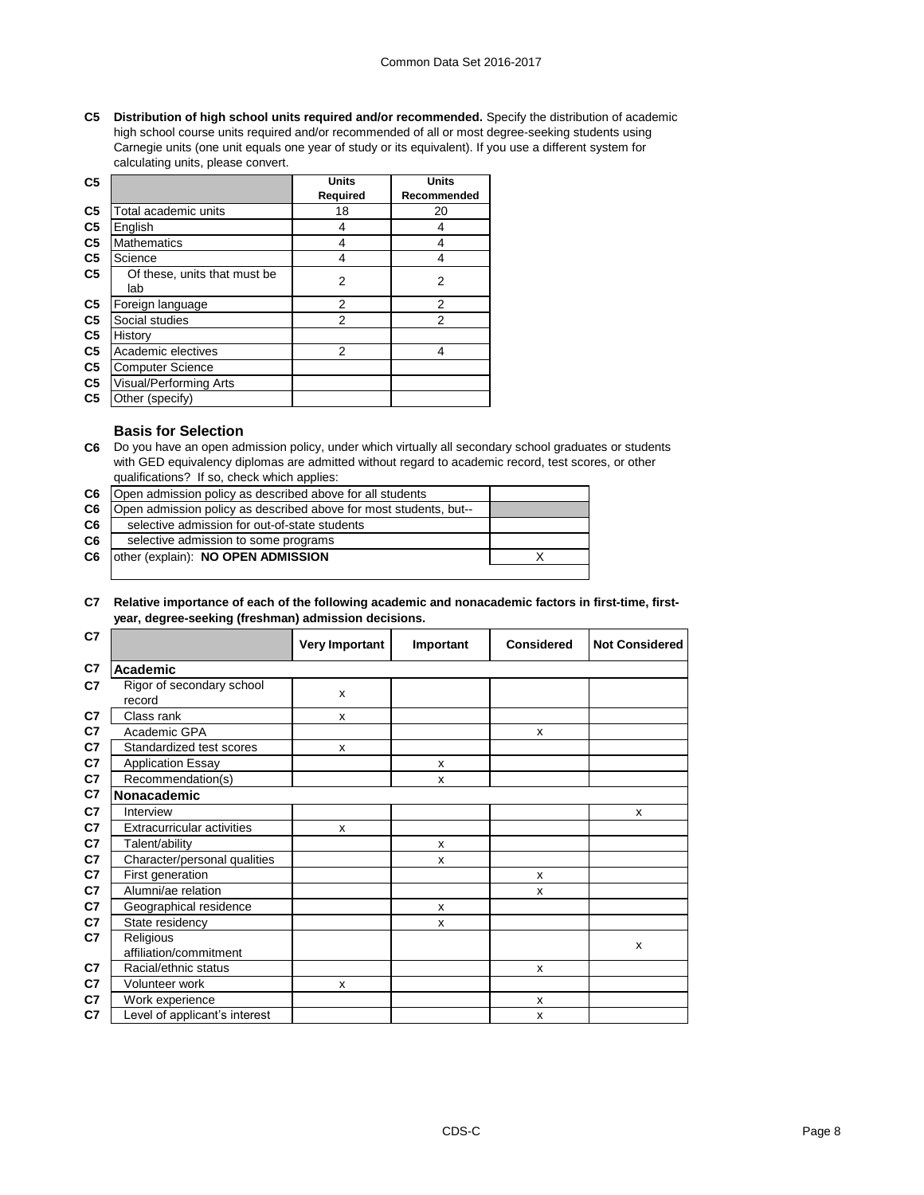**C5 Distribution of high school units required and/or recommended.** Specify the distribution of academic high school course units required and/or recommended of all or most degree-seeking students using Carnegie units (one unit equals one year of study or its equivalent). If you use a different system for calculating units, please convert.

| | Units Required | Units Recommended |
|---|---|---|
| Total academic units | 18 | 20 |
| English | 4 | 4 |
| Mathematics | 4 | 4 |
| Science | 4 | 4 |
| Of these, units that must be lab | 2 | 2 |
| Foreign language | 2 | 2 |
| Social studies | 2 | 2 |
| History | | |
| Academic electives | 2 | 4 |
| Computer Science | | |
| Visual/Performing Arts | | |
| Other (specify) | | |

### Basis for Selection

**C6** Do you have an open admission policy, under which virtually all secondary school graduates or students with GED equivalency diplomas are admitted without regard to academic record, test scores, or other qualifications? If so, check which applies:

| | |
|---|---|
| Open admission policy as described above for all students | |
| Open admission policy as described above for most students, but-- | |
| selective admission for out-of-state students | |
| selective admission to some programs | |
| other (explain): **NO OPEN ADMISSION** | X |

**C7 Relative importance of each of the following academic and nonacademic factors in first-time, first-year, degree-seeking (freshman) admission decisions.**

| | Very Important | Important | Considered | Not Considered |
|---|---|---|---|---|
| **Academic** | | | | |
| Rigor of secondary school record | x | | | |
| Class rank | x | | | |
| Academic GPA | | | x | |
| Standardized test scores | x | | | |
| Application Essay | | x | | |
| Recommendation(s) | | x | | |
| **Nonacademic** | | | | |
| Interview | | | | x |
| Extracurricular activities | x | | | |
| Talent/ability | | x | | |
| Character/personal qualities | | x | | |
| First generation | | | x | |
| Alumni/ae relation | | | x | |
| Geographical residence | | x | | |
| State residency | | x | | |
| Religious affiliation/commitment | | | | x |
| Racial/ethnic status | | | x | |
| Volunteer work | x | | | |
| Work experience | | | x | |
| Level of applicant's interest | | | x | |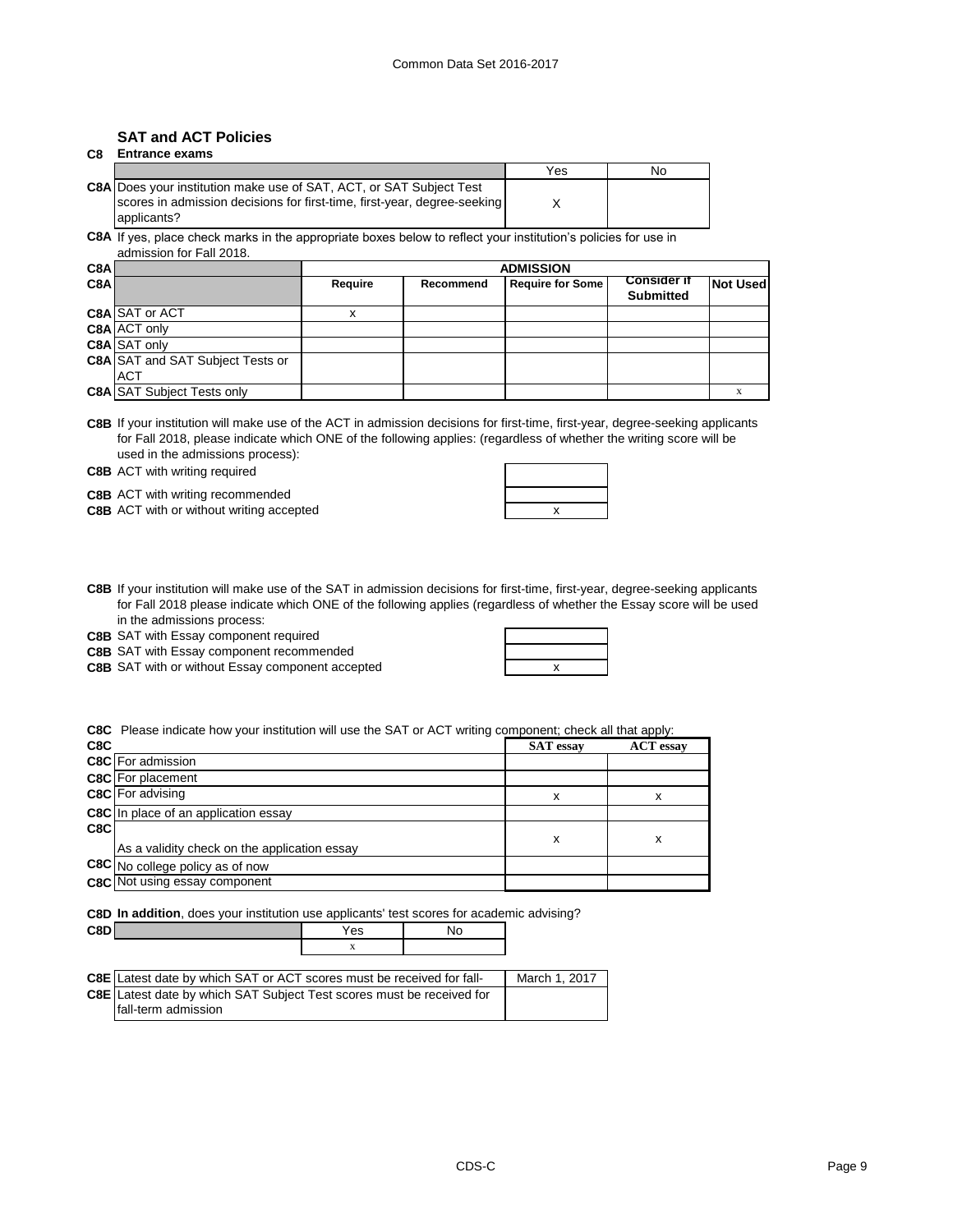## SAT and ACT Policies

**C8 Entrance exams**

| | | Yes | No |
|---|---|---|---|
| C8A | Does your institution make use of SAT, ACT, or SAT Subject Test scores in admission decisions for first-time, first-year, degree-seeking applicants? | X | |

**C8A** If yes, place check marks in the appropriate boxes below to reflect your institution's policies for use in admission for Fall 2018.

| | | ADMISSION | | | | |
|---|---|---|---|---|---|---|
| | | Require | Recommend | Require for Some | Consider if Submitted | Not Used |
| C8A | SAT or ACT | x | | | | |
| C8A | ACT only | | | | | |
| C8A | SAT only | | | | | |
| C8A | SAT and SAT Subject Tests or ACT | | | | | |
| C8A | SAT Subject Tests only | | | | | x |

**C8B** If your institution will make use of the ACT in admission decisions for first-time, first-year, degree-seeking applicants for Fall 2018, please indicate which ONE of the following applies: (regardless of whether the writing score will be used in the admissions process):

| | | |
|---|---|---|
| C8B | ACT with writing required | |
| C8B | ACT with writing recommended | |
| C8B | ACT with or without writing accepted | x |

**C8B** If your institution will make use of the SAT in admission decisions for first-time, first-year, degree-seeking applicants for Fall 2018 please indicate which ONE of the following applies (regardless of whether the Essay score will be used in the admissions process:

| | | |
|---|---|---|
| C8B | SAT with Essay component required | |
| C8B | SAT with Essay component recommended | |
| C8B | SAT with or without Essay component accepted | x |

**C8C** Please indicate how your institution will use the SAT or ACT writing component; check all that apply:

| C8C | | SAT essay | ACT essay |
|---|---|---|---|
| C8C | For admission | | |
| C8C | For placement | | |
| C8C | For advising | x | x |
| C8C | In place of an application essay | | |
| C8C | As a validity check on the application essay | x | x |
| C8C | No college policy as of now | | |
| C8C | Not using essay component | | |

**C8D** **In addition**, does your institution use applicants' test scores for academic advising?

| C8D | Yes | No |
|---|---|---|
| | x | |

| | | |
|---|---|---|
| C8E | Latest date by which SAT or ACT scores must be received for fall- | March 1, 2017 |
| C8E | Latest date by which SAT Subject Test scores must be received for fall-term admission | |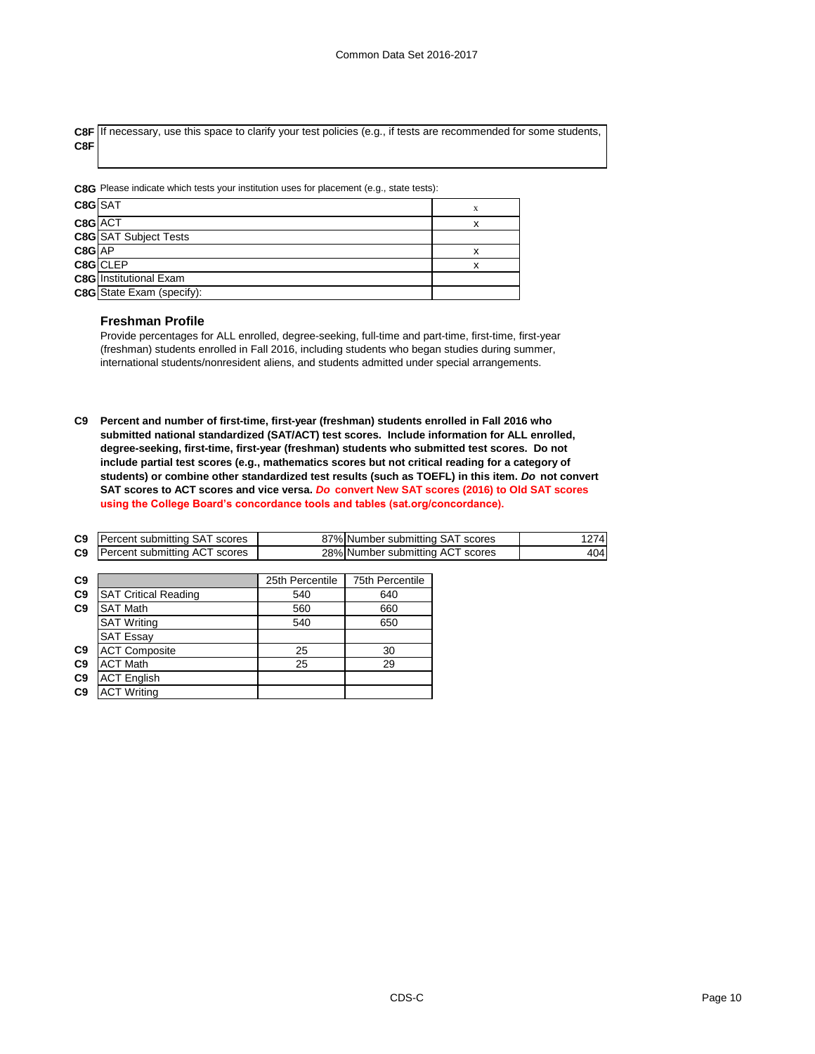| | |
|---|---|
| C8F | If necessary, use this space to clarify your test policies (e.g., if tests are recommended for some students, |
| C8F | |

**C8G** Please indicate which tests your institution uses for placement (e.g., state tests):

| | | |
|---|---|---|
| C8G | SAT | x |
| C8G | ACT | x |
| C8G | SAT Subject Tests | |
| C8G | AP | x |
| C8G | CLEP | x |
| C8G | Institutional Exam | |
| C8G | State Exam (specify): | |

### Freshman Profile

Provide percentages for ALL enrolled, degree-seeking, full-time and part-time, first-time, first-year (freshman) students enrolled in Fall 2016, including students who began studies during summer, international students/nonresident aliens, and students admitted under special arrangements.

**C9 Percent and number of first-time, first-year (freshman) students enrolled in Fall 2016 who submitted national standardized (SAT/ACT) test scores. Include information for ALL enrolled, degree-seeking, first-time, first-year (freshman) students who submitted test scores. Do not include partial test scores (e.g., mathematics scores but not critical reading for a category of students) or combine other standardized test results (such as TOEFL) in this item. *Do* not convert SAT scores to ACT scores and vice versa. *Do* convert New SAT scores (2016) to Old SAT scores using the College Board's concordance tools and tables (sat.org/concordance).**

| | | | | |
|---|---|---|---|---|
| C9 | Percent submitting SAT scores | 87% | Number submitting SAT scores | 1274 |
| C9 | Percent submitting ACT scores | 28% | Number submitting ACT scores | 404 |

| | | 25th Percentile | 75th Percentile |
|---|---|---|---|
| C9 | SAT Critical Reading | 540 | 640 |
| C9 | SAT Math | 560 | 660 |
| | SAT Writing | 540 | 650 |
| | SAT Essay | | |
| C9 | ACT Composite | 25 | 30 |
| C9 | ACT Math | 25 | 29 |
| C9 | ACT English | | |
| C9 | ACT Writing | | |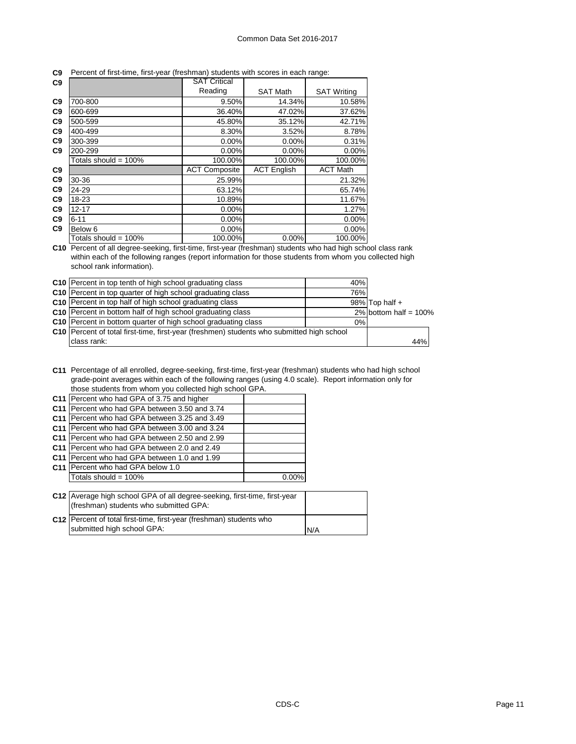Common Data Set 2016-2017

**C9** Percent of first-time, first-year (freshman) students with scores in each range:

| | SAT Critical Reading | SAT Math | SAT Writing |
|---|---|---|---|
| 700-800 | 9.50% | 14.34% | 10.58% |
| 600-699 | 36.40% | 47.02% | 37.62% |
| 500-599 | 45.80% | 35.12% | 42.71% |
| 400-499 | 8.30% | 3.52% | 8.78% |
| 300-399 | 0.00% | 0.00% | 0.31% |
| 200-299 | 0.00% | 0.00% | 0.00% |
| Totals should = 100% | 100.00% | 100.00% | 100.00% |

| | ACT Composite | ACT English | ACT Math |
|---|---|---|---|
| 30-36 | 25.99% | | 21.32% |
| 24-29 | 63.12% | | 65.74% |
| 18-23 | 10.89% | | 11.67% |
| 12-17 | 0.00% | | 1.27% |
| 6-11 | 0.00% | | 0.00% |
| Below 6 | 0.00% | | 0.00% |
| Totals should = 100% | 100.00% | 0.00% | 100.00% |

**C10** Percent of all degree-seeking, first-time, first-year (freshman) students who had high school class rank within each of the following ranges (report information for those students from whom you collected high school rank information).

| | | |
|---|---|---|
| Percent in top tenth of high school graduating class | 40% | |
| Percent in top quarter of high school graduating class | 76% | |
| Percent in top half of high school graduating class | 98% | Top half + |
| Percent in bottom half of high school graduating class | 2% | bottom half = 100% |
| Percent in bottom quarter of high school graduating class | 0% | |
| Percent of total first-time, first-year (freshmen) students who submitted high school class rank: | | 44% |

**C11** Percentage of all enrolled, degree-seeking, first-time, first-year (freshman) students who had high school grade-point averages within each of the following ranges (using 4.0 scale). Report information only for those students from whom you collected high school GPA.

| | |
|---|---|
| Percent who had GPA of 3.75 and higher | |
| Percent who had GPA between 3.50 and 3.74 | |
| Percent who had GPA between 3.25 and 3.49 | |
| Percent who had GPA between 3.00 and 3.24 | |
| Percent who had GPA between 2.50 and 2.99 | |
| Percent who had GPA between 2.0 and 2.49 | |
| Percent who had GPA between 1.0 and 1.99 | |
| Percent who had GPA below 1.0 | |
| Totals should = 100% | 0.00% |

| | |
|---|---|
| **C12** Average high school GPA of all degree-seeking, first-time, first-year (freshman) students who submitted GPA: | |
| **C12** Percent of total first-time, first-year (freshman) students who submitted high school GPA: | N/A |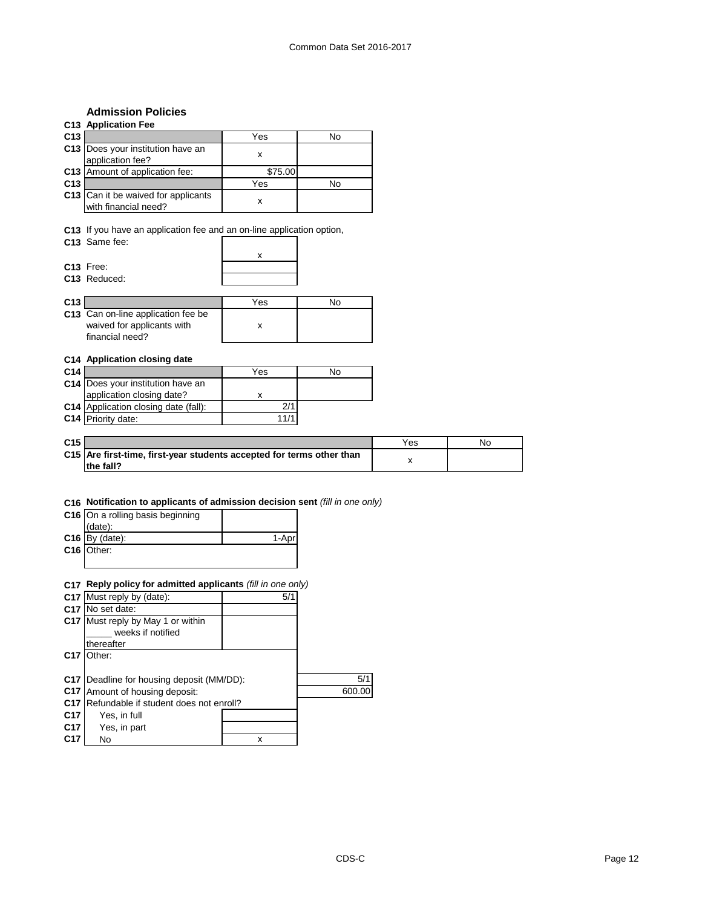## Admission Policies

**C13 Application Fee**

| C13 | | Yes | No |
|---|---|---|---|
| C13 | Does your institution have an application fee? | x | |
| C13 | Amount of application fee: | $75.00 | |
| C13 | | Yes | No |
| C13 | Can it be waived for applicants with financial need? | x | |

**C13** If you have an application fee and an on-line application option,

| C13 | | |
|---|---|---|
| C13 | Same fee: | x |
| C13 | Free: | |
| C13 | Reduced: | |

| C13 | | Yes | No |
|---|---|---|---|
| C13 | Can on-line application fee be waived for applicants with financial need? | x | |

**C14 Application closing date**

| C14 | | Yes | No |
|---|---|---|---|
| C14 | Does your institution have an application closing date? | x | |
| C14 | Application closing date (fall): | 2/1 | |
| C14 | Priority date: | 11/1 | |

| C15 | | Yes | No |
|---|---|---|---|
| C15 | **Are first-time, first-year students accepted for terms other than the fall?** | x | |

**C16 Notification to applicants of admission decision sent** *(fill in one only)*

| C16 | | |
|---|---|---|
| C16 | On a rolling basis beginning (date): | |
| C16 | By (date): | 1-Apr |
| C16 | Other: | |

**C17 Reply policy for admitted applicants** *(fill in one only)*

| C17 | | |
|---|---|---|
| C17 | Must reply by (date): | 5/1 |
| C17 | No set date: | |
| C17 | Must reply by May 1 or within _____ weeks if notified thereafter | |
| C17 | Other: | |

| C17 | | |
|---|---|---|
| C17 | Deadline for housing deposit (MM/DD): | 5/1 |
| C17 | Amount of housing deposit: | 600.00 |
| C17 | Refundable if student does not enroll? | |
| C17 | Yes, in full | |
| C17 | Yes, in part | |
| C17 | No | x |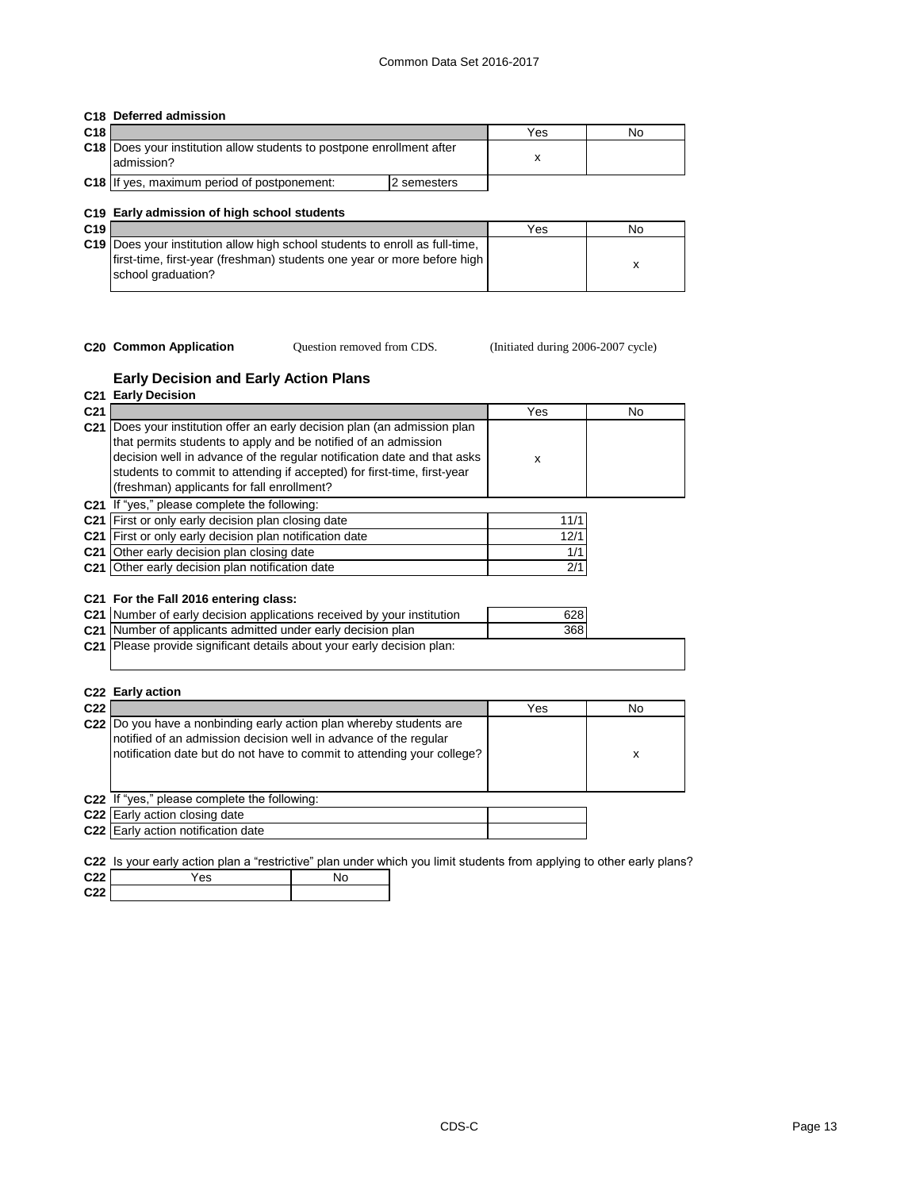**C18 Deferred admission**

| C18 | | Yes | No |
|---|---|---|---|
| C18 | Does your institution allow students to postpone enrollment after admission? | x | |
| C18 | If yes, maximum period of postponement: 2 semesters | | |

**C19 Early admission of high school students**

| C19 | | Yes | No |
|---|---|---|---|
| C19 | Does your institution allow high school students to enroll as full-time, first-time, first-year (freshman) students one year or more before high school graduation? | | x |

**C20 Common Application** Question removed from CDS. (Initiated during 2006-2007 cycle)

## Early Decision and Early Action Plans

**C21 Early Decision**

| C21 | | Yes | No |
|---|---|---|---|
| C21 | Does your institution offer an early decision plan (an admission plan that permits students to apply and be notified of an admission decision well in advance of the regular notification date and that asks students to commit to attending if accepted) for first-time, first-year (freshman) applicants for fall enrollment? | x | |

| C21 | If "yes," please complete the following: | |
|---|---|---|
| C21 | First or only early decision plan closing date | 11/1 |
| C21 | First or only early decision plan notification date | 12/1 |
| C21 | Other early decision plan closing date | 1/1 |
| C21 | Other early decision plan notification date | 2/1 |

**C21 For the Fall 2016 entering class:**

| C21 | | |
|---|---|---|
| C21 | Number of early decision applications received by your institution | 628 |
| C21 | Number of applicants admitted under early decision plan | 368 |
| C21 | Please provide significant details about your early decision plan: | |

**C22 Early action**

| C22 | | Yes | No |
|---|---|---|---|
| C22 | Do you have a nonbinding early action plan whereby students are notified of an admission decision well in advance of the regular notification date but do not have to commit to attending your college? | | x |

| C22 | If "yes," please complete the following: | |
|---|---|---|
| C22 | Early action closing date | |
| C22 | Early action notification date | |

C22 Is your early action plan a "restrictive" plan under which you limit students from applying to other early plans?

| C22 | Yes | No |
|---|---|---|
| C22 | | |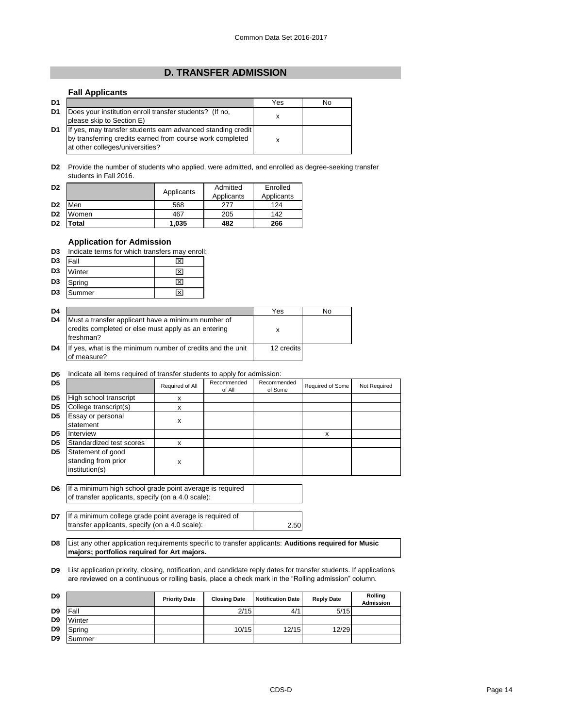## D. TRANSFER ADMISSION

### Fall Applicants

| D1 | | Yes | No |
|---|---|---|---|
| D1 | Does your institution enroll transfer students? (If no, please skip to Section E) | x | |
| D1 | If yes, may transfer students earn advanced standing credit by transferring credits earned from course work completed at other colleges/universities? | x | |

**D2** Provide the number of students who applied, were admitted, and enrolled as degree-seeking transfer students in Fall 2016.

| D2 | | Applicants | Admitted Applicants | Enrolled Applicants |
|---|---|---|---|---|
| D2 | Men | 568 | 277 | 124 |
| D2 | Women | 467 | 205 | 142 |
| D2 | **Total** | **1,035** | **482** | **266** |

### Application for Admission

**D3** Indicate terms for which transfers may enroll:

| D3 | Term | |
|---|---|---|
| D3 | Fall | ☒ |
| D3 | Winter | ☒ |
| D3 | Spring | ☒ |
| D3 | Summer | ☒ |

| D4 | | Yes | No |
|---|---|---|---|
| D4 | Must a transfer applicant have a minimum number of credits completed or else must apply as an entering freshman? | x | |
| D4 | If yes, what is the minimum number of credits and the unit of measure? | 12 credits | |

**D5** Indicate all items required of transfer students to apply for admission:

| D5 | | Required of All | Recommended of All | Recommended of Some | Required of Some | Not Required |
|---|---|---|---|---|---|---|
| D5 | High school transcript | x | | | | |
| D5 | College transcript(s) | x | | | | |
| D5 | Essay or personal statement | x | | | | |
| D5 | Interview | | | | x | |
| D5 | Standardized test scores | x | | | | |
| D5 | Statement of good standing from prior institution(s) | x | | | | |

| D6 | If a minimum high school grade point average is required of transfer applicants, specify (on a 4.0 scale): | |
|---|---|---|

| D7 | If a minimum college grade point average is required of transfer applicants, specify (on a 4.0 scale): | 2.50 |
|---|---|---|

**D8** List any other application requirements specific to transfer applicants: **Auditions required for Music majors; portfolios required for Art majors.**

**D9** List application priority, closing, notification, and candidate reply dates for transfer students. If applications are reviewed on a continuous or rolling basis, place a check mark in the "Rolling admission" column.

| D9 | | Priority Date | Closing Date | Notification Date | Reply Date | Rolling Admission |
|---|---|---|---|---|---|---|
| D9 | Fall | | 2/15 | 4/1 | 5/15 | |
| D9 | Winter | | | | | |
| D9 | Spring | | 10/15 | 12/15 | 12/29 | |
| D9 | Summer | | | | | |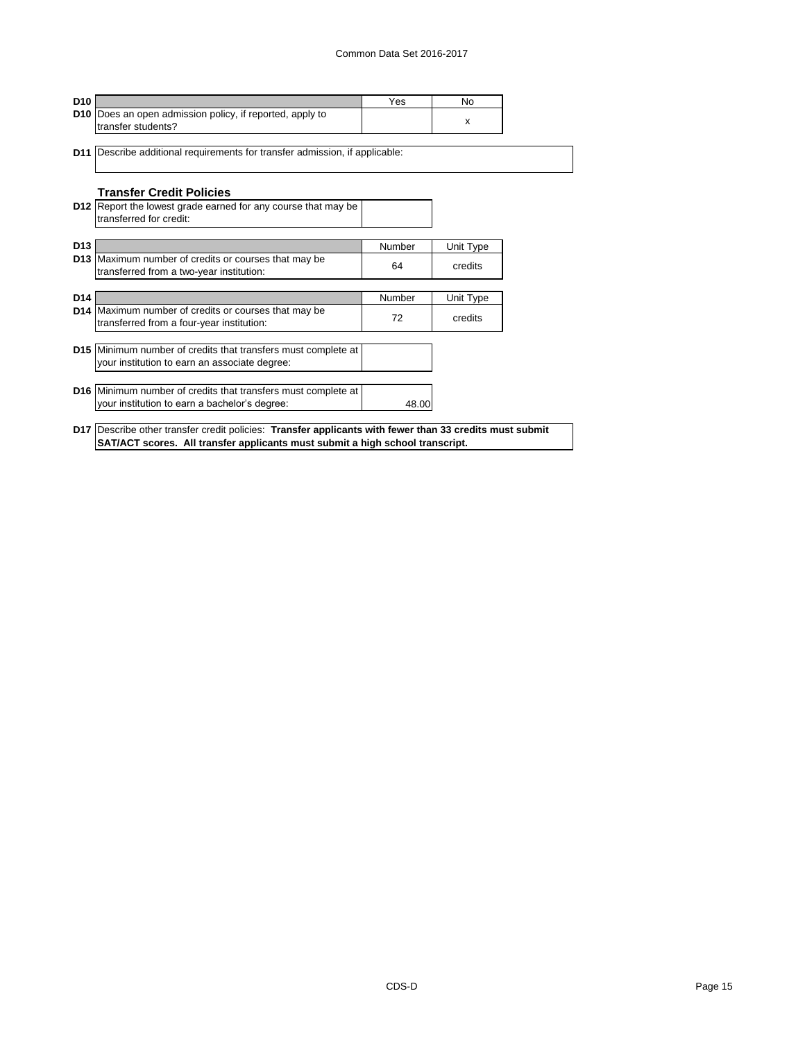| D10 | | Yes | No |
|---|---|---|---|
| D10 | Does an open admission policy, if reported, apply to transfer students? | | x |

**D11** Describe additional requirements for transfer admission, if applicable:

### Transfer Credit Policies

| | | |
|---|---|---|
| D12 | Report the lowest grade earned for any course that may be transferred for credit: | |

| D13 | | Number | Unit Type |
|---|---|---|---|
| D13 | Maximum number of credits or courses that may be transferred from a two-year institution: | 64 | credits |

| D14 | | Number | Unit Type |
|---|---|---|---|
| D14 | Maximum number of credits or courses that may be transferred from a four-year institution: | 72 | credits |

| | | |
|---|---|---|
| D15 | Minimum number of credits that transfers must complete at your institution to earn an associate degree: | |

| | | |
|---|---|---|
| D16 | Minimum number of credits that transfers must complete at your institution to earn a bachelor's degree: | 48.00 |

**D17** Describe other transfer credit policies: **Transfer applicants with fewer than 33 credits must submit SAT/ACT scores. All transfer applicants must submit a high school transcript.**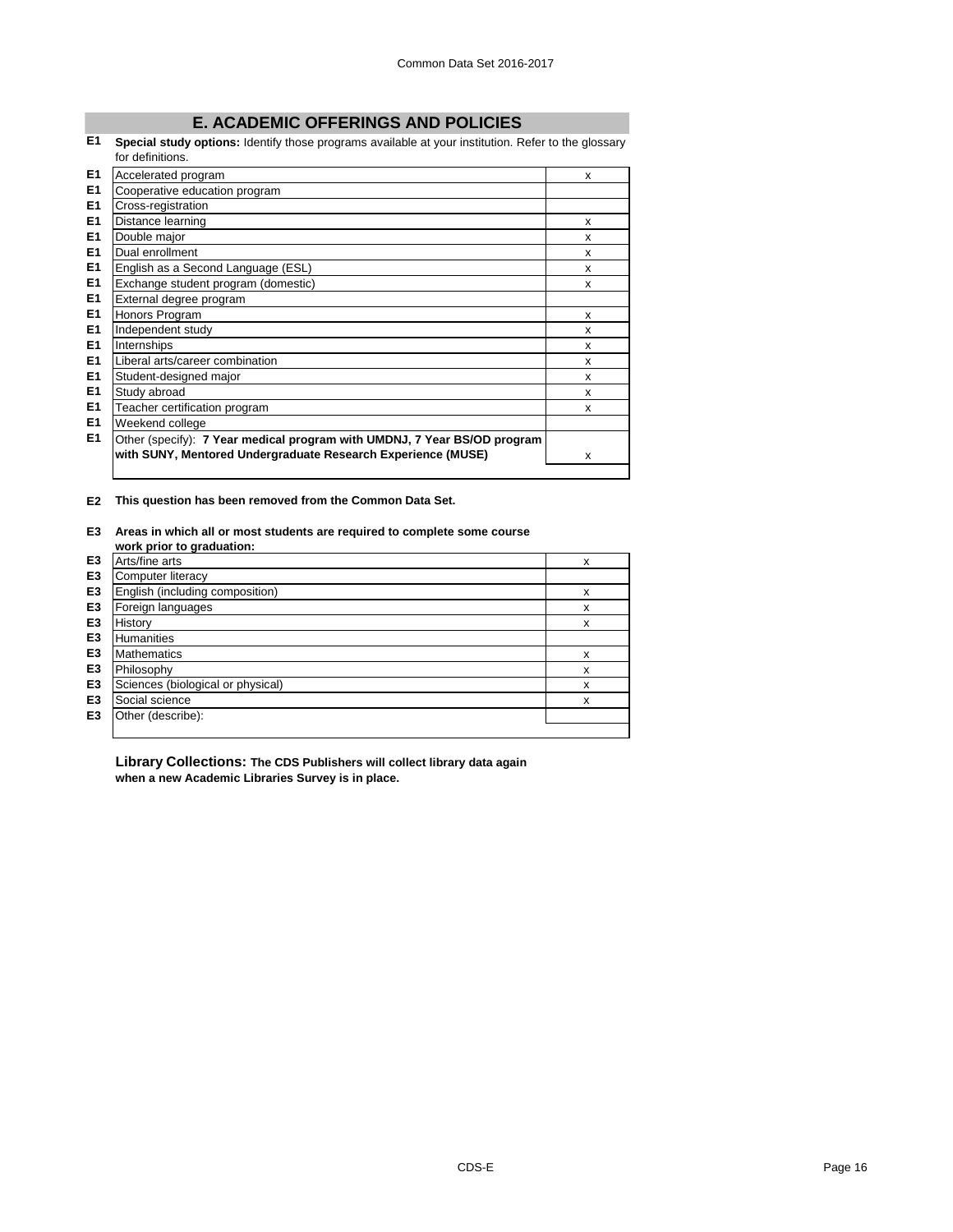# E. ACADEMIC OFFERINGS AND POLICIES

**E1 Special study options:** Identify those programs available at your institution. Refer to the glossary for definitions.

| | Program | |
|---|---|---|
| E1 | Accelerated program | x |
| E1 | Cooperative education program | |
| E1 | Cross-registration | |
| E1 | Distance learning | x |
| E1 | Double major | x |
| E1 | Dual enrollment | x |
| E1 | English as a Second Language (ESL) | x |
| E1 | Exchange student program (domestic) | x |
| E1 | External degree program | |
| E1 | Honors Program | x |
| E1 | Independent study | x |
| E1 | Internships | x |
| E1 | Liberal arts/career combination | x |
| E1 | Student-designed major | x |
| E1 | Study abroad | x |
| E1 | Teacher certification program | x |
| E1 | Weekend college | |
| E1 | Other (specify): **7 Year medical program with UMDNJ, 7 Year BS/OD program with SUNY, Mentored Undergraduate Research Experience (MUSE)** | x |

**E2 This question has been removed from the Common Data Set.**

**E3 Areas in which all or most students are required to complete some course work prior to graduation:**

| | Area | |
|---|---|---|
| E3 | Arts/fine arts | x |
| E3 | Computer literacy | |
| E3 | English (including composition) | x |
| E3 | Foreign languages | x |
| E3 | History | x |
| E3 | Humanities | |
| E3 | Mathematics | x |
| E3 | Philosophy | x |
| E3 | Sciences (biological or physical) | x |
| E3 | Social science | x |
| E3 | Other (describe): | |

**Library Collections: The CDS Publishers will collect library data again when a new Academic Libraries Survey is in place.**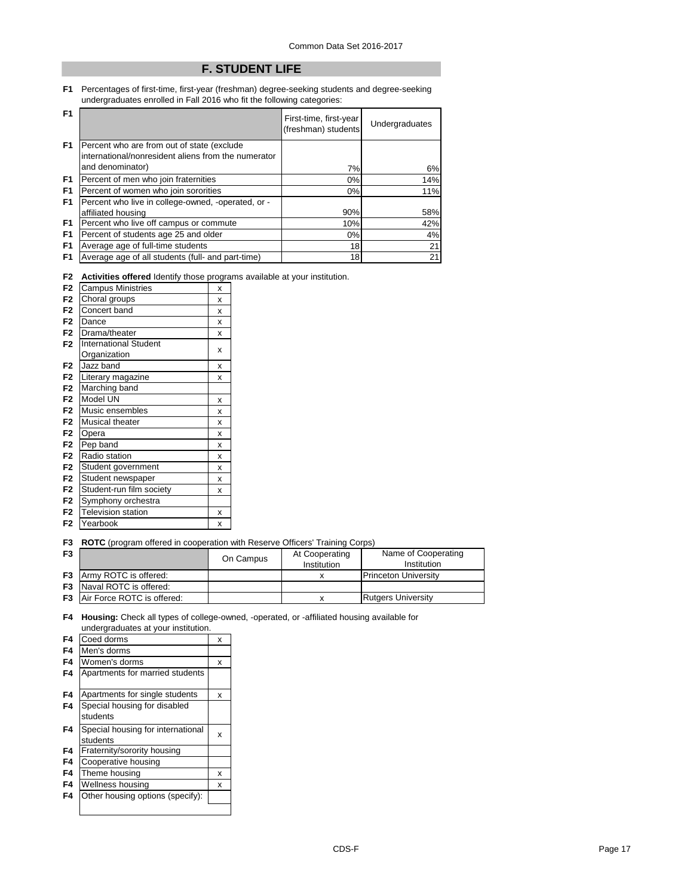## F. STUDENT LIFE

**F1** Percentages of first-time, first-year (freshman) degree-seeking students and degree-seeking undergraduates enrolled in Fall 2016 who fit the following categories:

| | | First-time, first-year (freshman) students | Undergraduates |
|---|---|---|---|
| F1 | Percent who are from out of state (exclude international/nonresident aliens from the numerator and denominator) | 7% | 6% |
| F1 | Percent of men who join fraternities | 0% | 14% |
| F1 | Percent of women who join sororities | 0% | 11% |
| F1 | Percent who live in college-owned, -operated, or -affiliated housing | 90% | 58% |
| F1 | Percent who live off campus or commute | 10% | 42% |
| F1 | Percent of students age 25 and older | 0% | 4% |
| F1 | Average age of full-time students | 18 | 21 |
| F1 | Average age of all students (full- and part-time) | 18 | 21 |

**F2 Activities offered** Identify those programs available at your institution.

| | Activity | |
|---|---|---|
| F2 | Campus Ministries | x |
| F2 | Choral groups | x |
| F2 | Concert band | x |
| F2 | Dance | x |
| F2 | Drama/theater | x |
| F2 | International Student Organization | x |
| F2 | Jazz band | x |
| F2 | Literary magazine | x |
| F2 | Marching band | |
| F2 | Model UN | x |
| F2 | Music ensembles | x |
| F2 | Musical theater | x |
| F2 | Opera | x |
| F2 | Pep band | x |
| F2 | Radio station | x |
| F2 | Student government | x |
| F2 | Student newspaper | x |
| F2 | Student-run film society | x |
| F2 | Symphony orchestra | |
| F2 | Television station | x |
| F2 | Yearbook | x |

**F3 ROTC** (program offered in cooperation with Reserve Officers' Training Corps)

| | | On Campus | At Cooperating Institution | Name of Cooperating Institution |
|---|---|---|---|---|
| F3 | Army ROTC is offered: | | x | Princeton University |
| F3 | Naval ROTC is offered: | | | |
| F3 | Air Force ROTC is offered: | | x | Rutgers University |

**F4 Housing:** Check all types of college-owned, -operated, or -affiliated housing available for undergraduates at your institution.

| | Housing type | |
|---|---|---|
| F4 | Coed dorms | x |
| F4 | Men's dorms | |
| F4 | Women's dorms | x |
| F4 | Apartments for married students | |
| F4 | Apartments for single students | x |
| F4 | Special housing for disabled students | |
| F4 | Special housing for international students | x |
| F4 | Fraternity/sorority housing | |
| F4 | Cooperative housing | |
| F4 | Theme housing | x |
| F4 | Wellness housing | x |
| F4 | Other housing options (specify): | |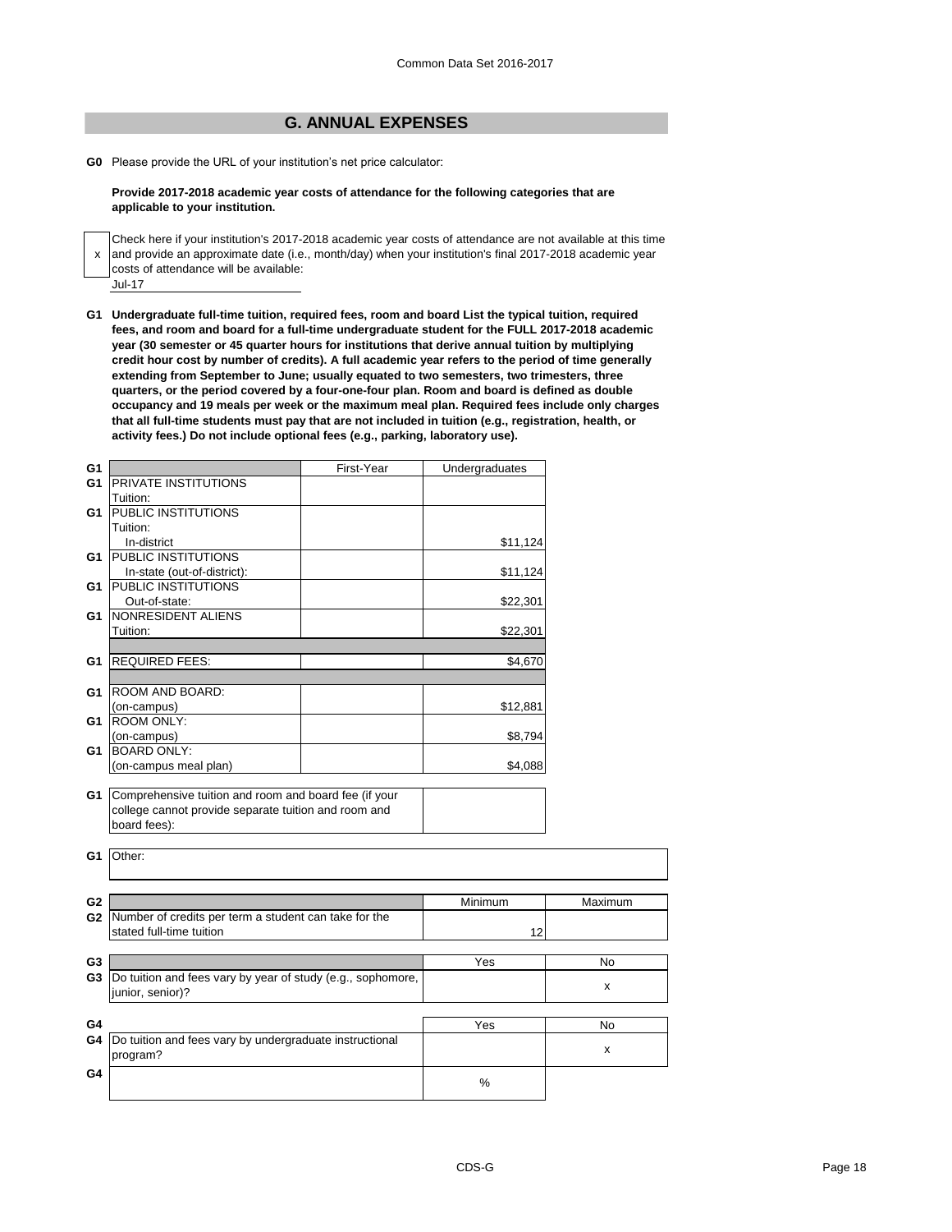## G. ANNUAL EXPENSES

**G0** Please provide the URL of your institution's net price calculator:

**Provide 2017-2018 academic year costs of attendance for the following categories that are applicable to your institution.**

x Check here if your institution's 2017-2018 academic year costs of attendance are not available at this time and provide an approximate date (i.e., month/day) when your institution's final 2017-2018 academic year costs of attendance will be available:

Jul-17

**G1 Undergraduate full-time tuition, required fees, room and board List the typical tuition, required fees, and room and board for a full-time undergraduate student for the FULL 2017-2018 academic year (30 semester or 45 quarter hours for institutions that derive annual tuition by multiplying credit hour cost by number of credits). A full academic year refers to the period of time generally extending from September to June; usually equated to two semesters, two trimesters, three quarters, or the period covered by a four-one-four plan. Room and board is defined as double occupancy and 19 meals per week or the maximum meal plan. Required fees include only charges that all full-time students must pay that are not included in tuition (e.g., registration, health, or activity fees.) Do not include optional fees (e.g., parking, laboratory use).**

| | | First-Year | Undergraduates |
|---|---|---|---|
| G1 | PRIVATE INSTITUTIONS Tuition: | | |
| G1 | PUBLIC INSTITUTIONS Tuition: In-district | | $11,124 |
| G1 | PUBLIC INSTITUTIONS In-state (out-of-district): | | $11,124 |
| G1 | PUBLIC INSTITUTIONS Out-of-state: | | $22,301 |
| G1 | NONRESIDENT ALIENS Tuition: | | $22,301 |
| G1 | REQUIRED FEES: | | $4,670 |
| G1 | ROOM AND BOARD: (on-campus) | | $12,881 |
| G1 | ROOM ONLY: (on-campus) | | $8,794 |
| G1 | BOARD ONLY: (on-campus meal plan) | | $4,088 |

| | | |
|---|---|---|
| G1 | Comprehensive tuition and room and board fee (if your college cannot provide separate tuition and room and board fees): | |

| | |
|---|---|
| G1 | Other: |

| | | Minimum | Maximum |
|---|---|---|---|
| G2 | Number of credits per term a student can take for the stated full-time tuition | 12 | |

| | | Yes | No |
|---|---|---|---|
| G3 | Do tuition and fees vary by year of study (e.g., sophomore, junior, senior)? | | x |

| | | Yes | No |
|---|---|---|---|
| G4 | Do tuition and fees vary by undergraduate instructional program? | | x |
| G4 | | % | |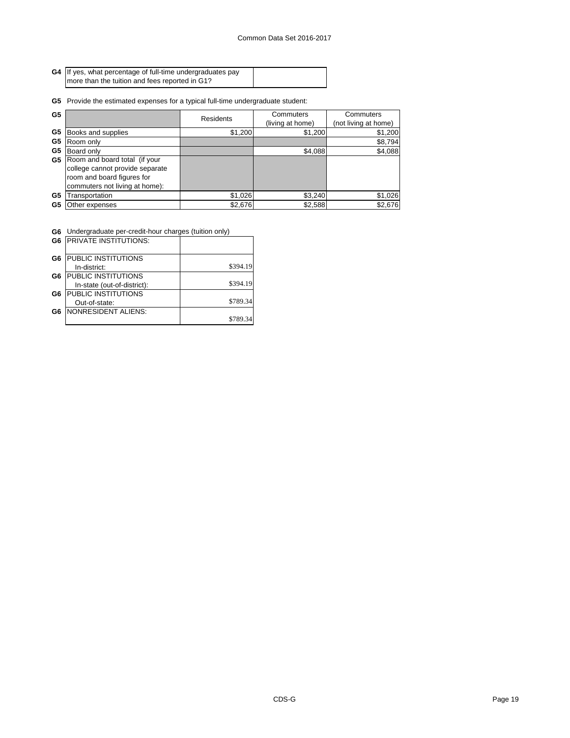| G4 | If yes, what percentage of full-time undergraduates pay more than the tuition and fees reported in G1? | |
|---|---|---|

**G5** Provide the estimated expenses for a typical full-time undergraduate student:

| | | Residents | Commuters (living at home) | Commuters (not living at home) |
|---|---|---|---|---|
| G5 | Books and supplies | $1,200 | $1,200 | $1,200 |
| G5 | Room only | | | $8,794 |
| G5 | Board only | | $4,088 | $4,088 |
| G5 | Room and board total (if your college cannot provide separate room and board figures for commuters not living at home): | | | |
| G5 | Transportation | $1,026 | $3,240 | $1,026 |
| G5 | Other expenses | $2,676 | $2,588 | $2,676 |

**G6** Undergraduate per-credit-hour charges (tuition only)

| | | |
|---|---|---|
| G6 | PRIVATE INSTITUTIONS: | |
| G6 | PUBLIC INSTITUTIONS In-district: | $394.19 |
| G6 | PUBLIC INSTITUTIONS In-state (out-of-district): | $394.19 |
| G6 | PUBLIC INSTITUTIONS Out-of-state: | $789.34 |
| G6 | NONRESIDENT ALIENS: | $789.34 |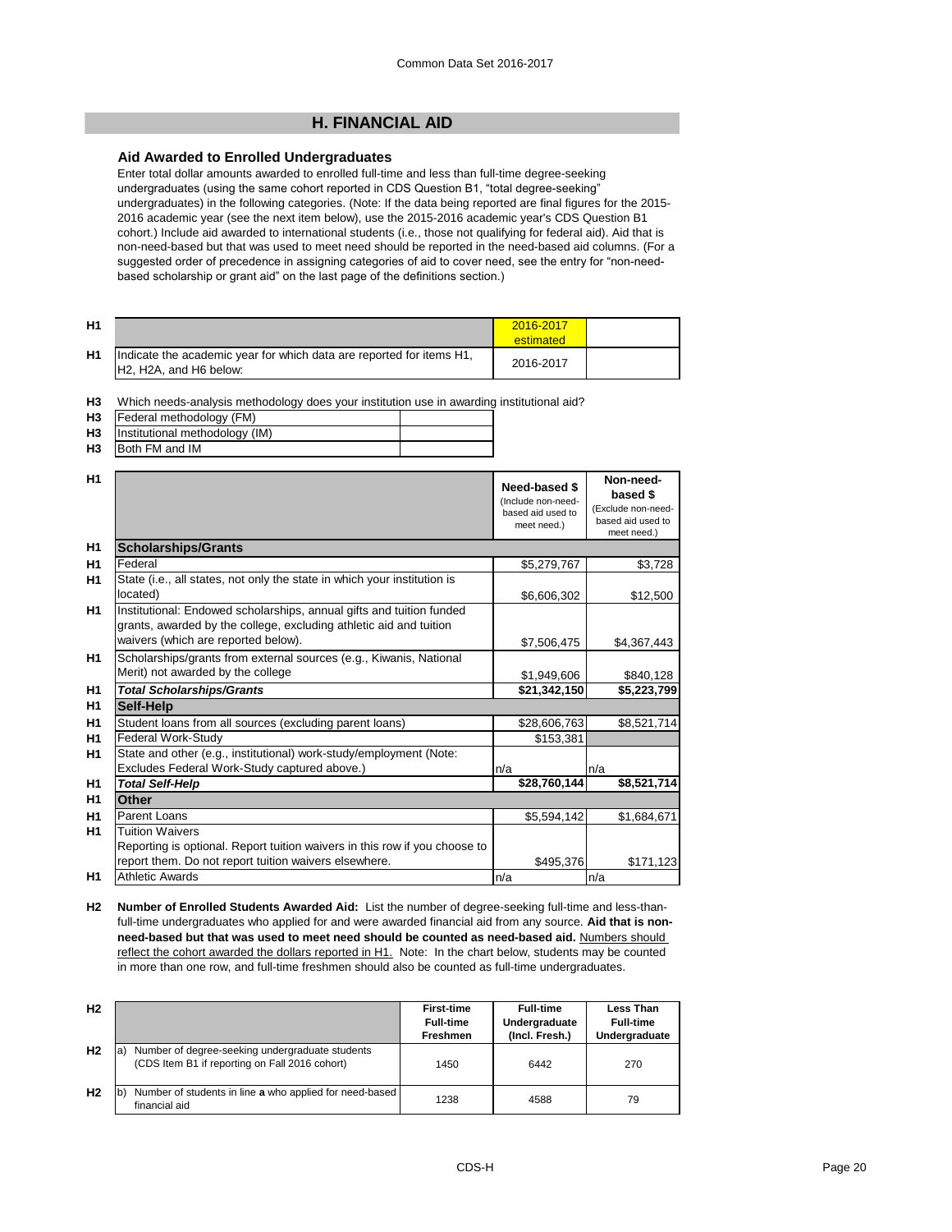## H. FINANCIAL AID

### Aid Awarded to Enrolled Undergraduates

Enter total dollar amounts awarded to enrolled full-time and less than full-time degree-seeking undergraduates (using the same cohort reported in CDS Question B1, "total degree-seeking" undergraduates) in the following categories. (Note: If the data being reported are final figures for the 2015-2016 academic year (see the next item below), use the 2015-2016 academic year's CDS Question B1 cohort.) Include aid awarded to international students (i.e., those not qualifying for federal aid). Aid that is non-need-based but that was used to meet need should be reported in the need-based aid columns. (For a suggested order of precedence in assigning categories of aid to cover need, see the entry for "non-need-based scholarship or grant aid" on the last page of the definitions section.)

| | | | |
|---|---|---|---|
| H1 | | 2016-2017 estimated | |
| H1 | Indicate the academic year for which data are reported for items H1, H2, H2A, and H6 below: | 2016-2017 | |

**H3** Which needs-analysis methodology does your institution use in awarding institutional aid?

| | | |
|---|---|---|
| H3 | Federal methodology (FM) | |
| H3 | Institutional methodology (IM) | |
| H3 | Both FM and IM | |

| | | Need-based $ (Include non-need-based aid used to meet need.) | Non-need-based $ (Exclude non-need-based aid used to meet need.) |
|---|---|---|---|
| H1 | **Scholarships/Grants** | | |
| H1 | Federal | $5,279,767 | $3,728 |
| H1 | State (i.e., all states, not only the state in which your institution is located) | $6,606,302 | $12,500 |
| H1 | Institutional: Endowed scholarships, annual gifts and tuition funded grants, awarded by the college, excluding athletic aid and tuition waivers (which are reported below). | $7,506,475 | $4,367,443 |
| H1 | Scholarships/grants from external sources (e.g., Kiwanis, National Merit) not awarded by the college | $1,949,606 | $840,128 |
| H1 | ***Total Scholarships/Grants*** | **$21,342,150** | **$5,223,799** |
| H1 | **Self-Help** | | |
| H1 | Student loans from all sources (excluding parent loans) | $28,606,763 | $8,521,714 |
| H1 | Federal Work-Study | $153,381 | |
| H1 | State and other (e.g., institutional) work-study/employment (Note: Excludes Federal Work-Study captured above.) | n/a | n/a |
| H1 | ***Total Self-Help*** | **$28,760,144** | **$8,521,714** |
| H1 | **Other** | | |
| H1 | Parent Loans | $5,594,142 | $1,684,671 |
| H1 | Tuition Waivers<br>Reporting is optional. Report tuition waivers in this row if you choose to report them. Do not report tuition waivers elsewhere. | $495,376 | $171,123 |
| H1 | Athletic Awards | n/a | n/a |

**H2** **Number of Enrolled Students Awarded Aid:** List the number of degree-seeking full-time and less-than-full-time undergraduates who applied for and were awarded financial aid from any source. **Aid that is non-need-based but that was used to meet need should be counted as need-based aid.** Numbers should reflect the cohort awarded the dollars reported in H1. Note: In the chart below, students may be counted in more than one row, and full-time freshmen should also be counted as full-time undergraduates.

| | | First-time Full-time Freshmen | Full-time Undergraduate (Incl. Fresh.) | Less Than Full-time Undergraduate |
|---|---|---|---|---|
| H2 | a) Number of degree-seeking undergraduate students (CDS Item B1 if reporting on Fall 2016 cohort) | 1450 | 6442 | 270 |
| H2 | b) Number of students in line **a** who applied for need-based financial aid | 1238 | 4588 | 79 |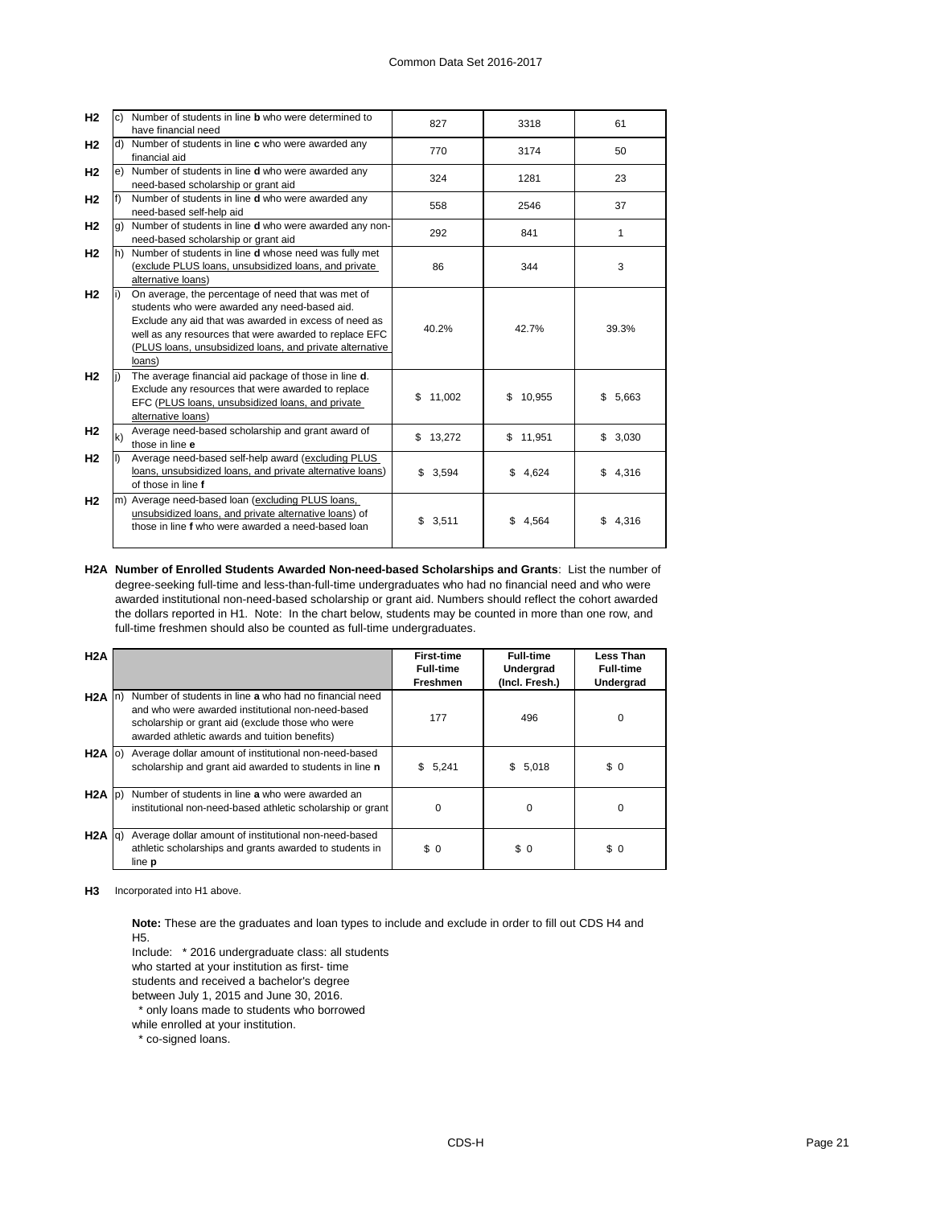| | | | | | |
|---|---|---|---|---|---|
| H2 | c) | Number of students in line **b** who were determined to have financial need | 827 | 3318 | 61 |
| H2 | d) | Number of students in line **c** who were awarded any financial aid | 770 | 3174 | 50 |
| H2 | e) | Number of students in line **d** who were awarded any need-based scholarship or grant aid | 324 | 1281 | 23 |
| H2 | f) | Number of students in line **d** who were awarded any need-based self-help aid | 558 | 2546 | 37 |
| H2 | g) | Number of students in line **d** who were awarded any non-need-based scholarship or grant aid | 292 | 841 | 1 |
| H2 | h) | Number of students in line **d** whose need was fully met (exclude PLUS loans, unsubsidized loans, and private alternative loans) | 86 | 344 | 3 |
| H2 | i) | On average, the percentage of need that was met of students who were awarded any need-based aid. Exclude any aid that was awarded in excess of need as well as any resources that were awarded to replace EFC (PLUS loans, unsubsidized loans, and private alternative loans) | 40.2% | 42.7% | 39.3% |
| H2 | j) | The average financial aid package of those in line **d**. Exclude any resources that were awarded to replace EFC (PLUS loans, unsubsidized loans, and private alternative loans) | $ 11,002 | $ 10,955 | $ 5,663 |
| H2 | k) | Average need-based scholarship and grant award of those in line **e** | $ 13,272 | $ 11,951 | $ 3,030 |
| H2 | l) | Average need-based self-help award (excluding PLUS loans, unsubsidized loans, and private alternative loans) of those in line **f** | $ 3,594 | $ 4,624 | $ 4,316 |
| H2 | m) | Average need-based loan (excluding PLUS loans, unsubsidized loans, and private alternative loans) of those in line **f** who were awarded a need-based loan | $ 3,511 | $ 4,564 | $ 4,316 |

**H2A Number of Enrolled Students Awarded Non-need-based Scholarships and Grants**: List the number of degree-seeking full-time and less-than-full-time undergraduates who had no financial need and who were awarded institutional non-need-based scholarship or grant aid. Numbers should reflect the cohort awarded the dollars reported in H1. Note: In the chart below, students may be counted in more than one row, and full-time freshmen should also be counted as full-time undergraduates.

| H2A | | | **First-time Full-time Freshmen** | **Full-time Undergrad (Incl. Fresh.)** | **Less Than Full-time Undergrad** |
|---|---|---|---|---|---|
| H2A | n) | Number of students in line **a** who had no financial need and who were awarded institutional non-need-based scholarship or grant aid (exclude those who were awarded athletic awards and tuition benefits) | 177 | 496 | 0 |
| H2A | o) | Average dollar amount of institutional non-need-based scholarship and grant aid awarded to students in line **n** | $ 5,241 | $ 5,018 | $ 0 |
| H2A | p) | Number of students in line **a** who were awarded an institutional non-need-based athletic scholarship or grant | 0 | 0 | 0 |
| H2A | q) | Average dollar amount of institutional non-need-based athletic scholarships and grants awarded to students in line **p** | $ 0 | $ 0 | $ 0 |

**H3** Incorporated into H1 above.

**Note:** These are the graduates and loan types to include and exclude in order to fill out CDS H4 and H5.

Include: * 2016 undergraduate class: all students who started at your institution as first- time students and received a bachelor's degree between July 1, 2015 and June 30, 2016.
* only loans made to students who borrowed while enrolled at your institution.
* co-signed loans.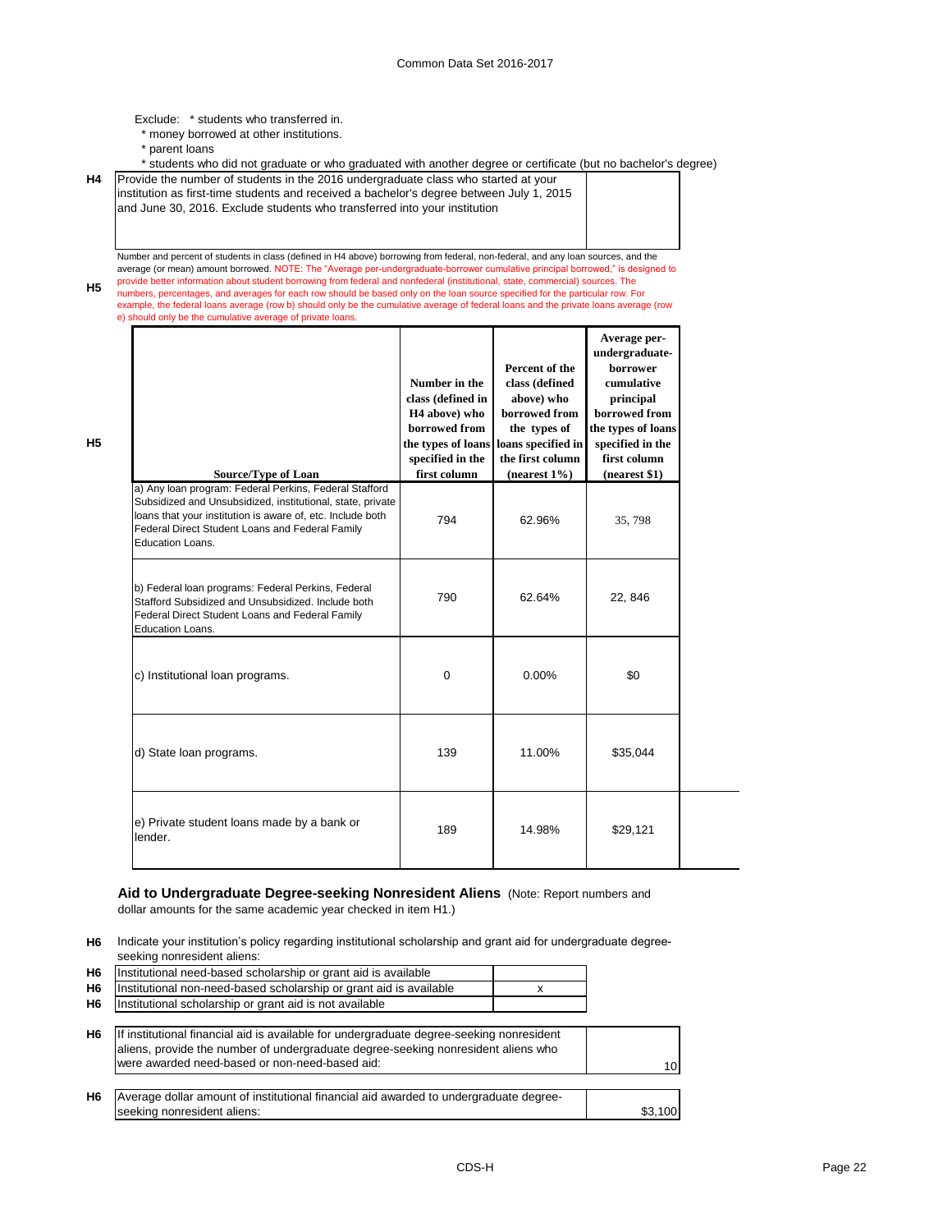Exclude: * students who transferred in.
* money borrowed at other institutions.
* parent loans
* students who did not graduate or who graduated with another degree or certificate (but no bachelor's degree)

| | | |
|---|---|---|
| H4 | Provide the number of students in the 2016 undergraduate class who started at your institution as first-time students and received a bachelor's degree between July 1, 2015 and June 30, 2016. Exclude students who transferred into your institution | |

**H5** Number and percent of students in class (defined in H4 above) borrowing from federal, non-federal, and any loan sources, and the average (or mean) amount borrowed. NOTE: The "Average per-undergraduate-borrower cumulative principal borrowed," is designed to provide better information about student borrowing from federal and nonfederal (institutional, state, commercial) sources. The numbers, percentages, and averages for each row should be based only on the loan source specified for the particular row. For example, the federal loans average (row b) should only be the cumulative average of federal loans and the private loans average (row e) should only be the cumulative average of private loans.

| Source/Type of Loan | Number in the class (defined in H4 above) who borrowed from the types of loans specified in the first column | Percent of the class (defined above) who borrowed from the types of loans specified in the first column (nearest 1%) | Average per-undergraduate-borrower cumulative principal borrowed from the types of loans specified in the first column (nearest $1) |
|---|---|---|---|
| a) Any loan program: Federal Perkins, Federal Stafford Subsidized and Unsubsidized, institutional, state, private loans that your institution is aware of, etc. Include both Federal Direct Student Loans and Federal Family Education Loans. | 794 | 62.96% | 35, 798 |
| b) Federal loan programs: Federal Perkins, Federal Stafford Subsidized and Unsubsidized. Include both Federal Direct Student Loans and Federal Family Education Loans. | 790 | 62.64% | 22, 846 |
| c) Institutional loan programs. | 0 | 0.00% | $0 |
| d) State loan programs. | 139 | 11.00% | $35,044 |
| e) Private student loans made by a bank or lender. | 189 | 14.98% | $29,121 |

## Aid to Undergraduate Degree-seeking Nonresident Aliens

(Note: Report numbers and dollar amounts for the same academic year checked in item H1.)

**H6** Indicate your institution's policy regarding institutional scholarship and grant aid for undergraduate degree-seeking nonresident aliens:

| | | |
|---|---|---|
| H6 | Institutional need-based scholarship or grant aid is available | |
| H6 | Institutional non-need-based scholarship or grant aid is available | x |
| H6 | Institutional scholarship or grant aid is not available | |

| | | |
|---|---|---|
| H6 | If institutional financial aid is available for undergraduate degree-seeking nonresident aliens, provide the number of undergraduate degree-seeking nonresident aliens who were awarded need-based or non-need-based aid: | 10 |
| H6 | Average dollar amount of institutional financial aid awarded to undergraduate degree-seeking nonresident aliens: | $3,100 |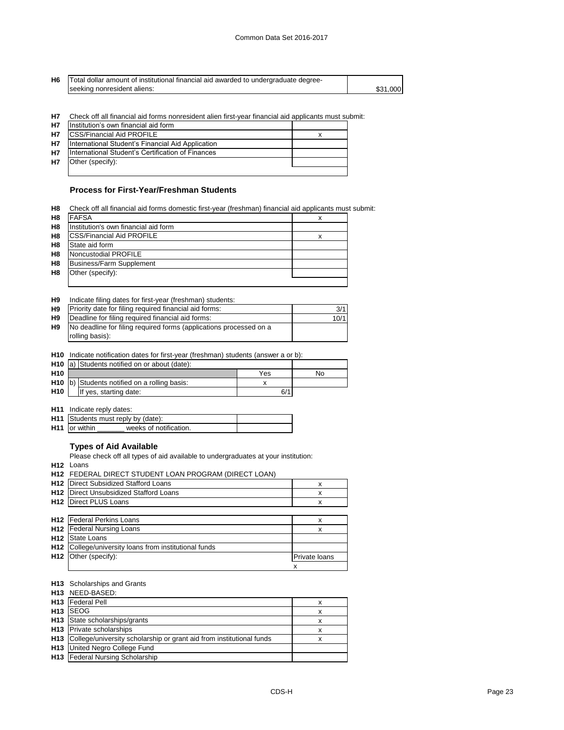| | | |
|---|---|---|
| H6 | Total dollar amount of institutional financial aid awarded to undergraduate degree-seeking nonresident aliens: | $31,000 |

H7 Check off all financial aid forms nonresident alien first-year financial aid applicants must submit:

| | | |
|---|---|---|
| H7 | Institution's own financial aid form | |
| H7 | CSS/Financial Aid PROFILE | x |
| H7 | International Student's Financial Aid Application | |
| H7 | International Student's Certification of Finances | |
| H7 | Other (specify): | |

### Process for First-Year/Freshman Students

H8 Check off all financial aid forms domestic first-year (freshman) financial aid applicants must submit:

| | | |
|---|---|---|
| H8 | FAFSA | x |
| H8 | Institution's own financial aid form | |
| H8 | CSS/Financial Aid PROFILE | x |
| H8 | State aid form | |
| H8 | Noncustodial PROFILE | |
| H8 | Business/Farm Supplement | |
| H8 | Other (specify): | |

H9 Indicate filing dates for first-year (freshman) students:

| | | |
|---|---|---|
| H9 | Priority date for filing required financial aid forms: | 3/1 |
| H9 | Deadline for filing required financial aid forms: | 10/1 |
| H9 | No deadline for filing required forms (applications processed on a rolling basis): | |

H10 Indicate notification dates for first-year (freshman) students (answer a or b):

| | | | |
|---|---|---|---|
| H10 | a) Students notified on or about (date): | | |
| H10 | | Yes | No |
| H10 | b) Students notified on a rolling basis: | x | |
| H10 | If yes, starting date: | 6/1 | |

H11 Indicate reply dates:

| | | |
|---|---|---|
| H11 | Students must reply by (date): | |
| H11 | or within _______ weeks of notification. | |

### Types of Aid Available

Please check off all types of aid available to undergraduates at your institution:

H12 Loans

H12 FEDERAL DIRECT STUDENT LOAN PROGRAM (DIRECT LOAN)

| | | |
|---|---|---|
| H12 | Direct Subsidized Stafford Loans | x |
| H12 | Direct Unsubsidized Stafford Loans | x |
| H12 | Direct PLUS Loans | x |
| H12 | Federal Perkins Loans | x |
| H12 | Federal Nursing Loans | x |
| H12 | State Loans | |
| H12 | College/university loans from institutional funds | |
| H12 | Other (specify): | Private loans |
| | | x |

H13 Scholarships and Grants

H13 NEED-BASED:

| | | |
|---|---|---|
| H13 | Federal Pell | x |
| H13 | SEOG | x |
| H13 | State scholarships/grants | x |
| H13 | Private scholarships | x |
| H13 | College/university scholarship or grant aid from institutional funds | x |
| H13 | United Negro College Fund | |
| H13 | Federal Nursing Scholarship | |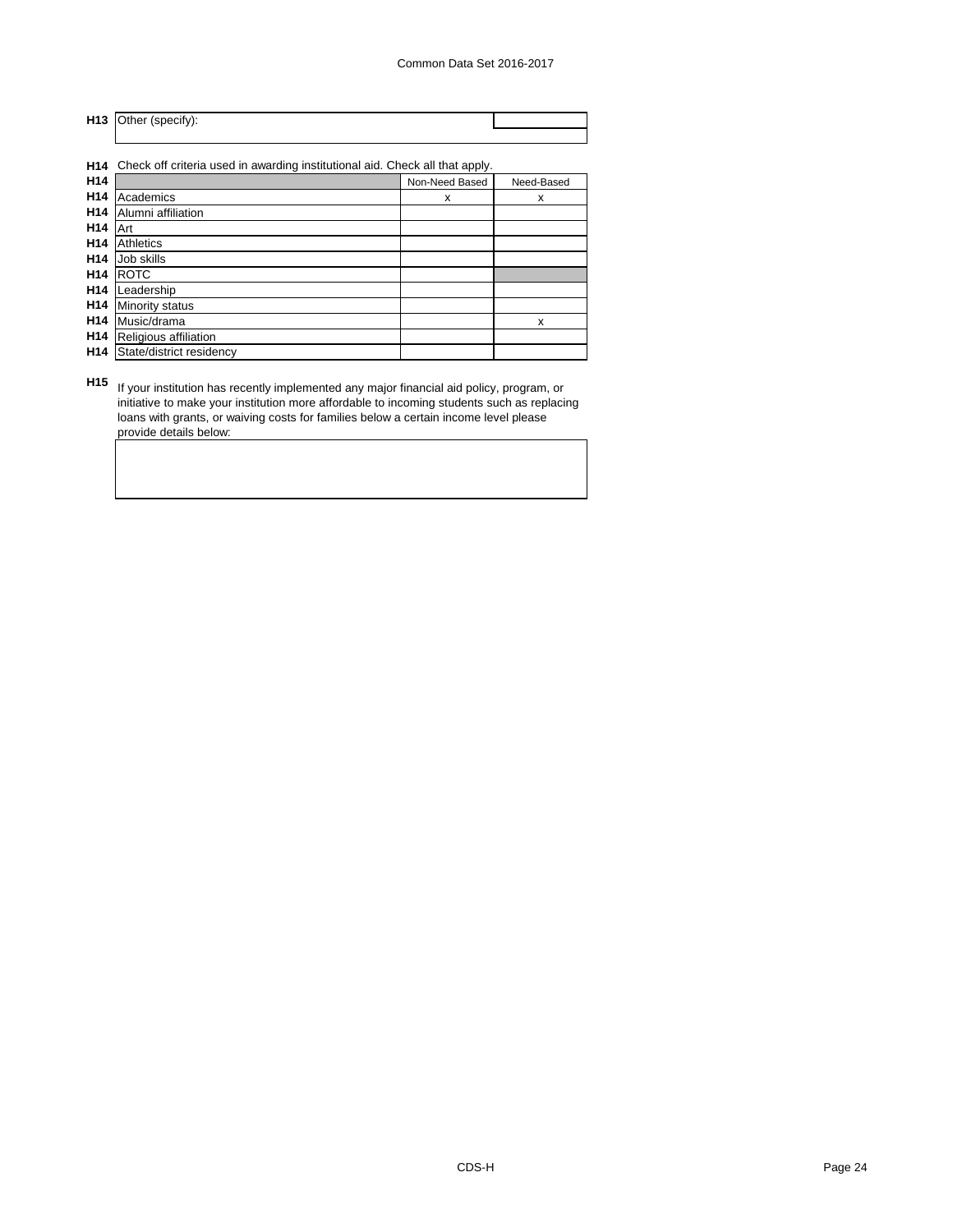**H13** Other (specify):

**H14** Check off criteria used in awarding institutional aid. Check all that apply.

| | Non-Need Based | Need-Based |
|---|---|---|
| Academics | x | x |
| Alumni affiliation | | |
| Art | | |
| Athletics | | |
| Job skills | | |
| ROTC | | |
| Leadership | | |
| Minority status | | |
| Music/drama | | x |
| Religious affiliation | | |
| State/district residency | | |

**H15** If your institution has recently implemented any major financial aid policy, program, or initiative to make your institution more affordable to incoming students such as replacing loans with grants, or waiving costs for families below a certain income level please provide details below: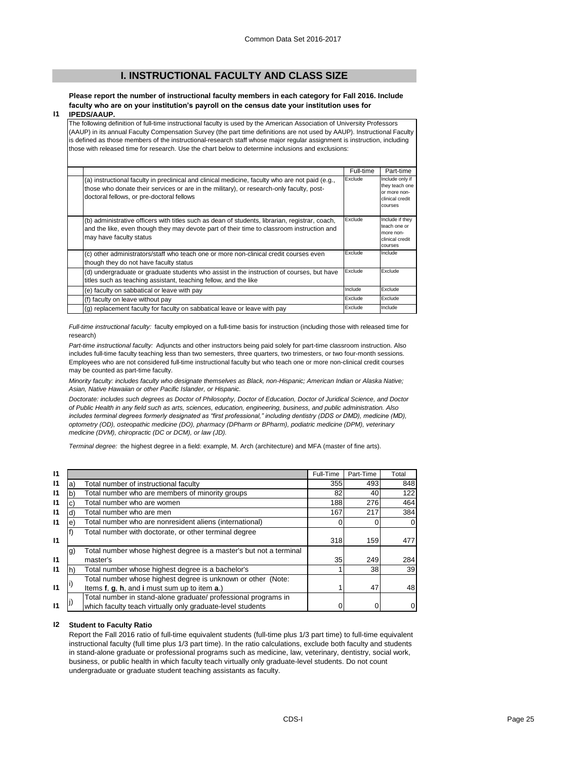## I. INSTRUCTIONAL FACULTY AND CLASS SIZE

**I1** **Please report the number of instructional faculty members in each category for Fall 2016. Include faculty who are on your institution's payroll on the census date your institution uses for IPEDS/AAUP.**

The following definition of full-time instructional faculty is used by the American Association of University Professors (AAUP) in its annual Faculty Compensation Survey (the part time definitions are not used by AAUP). Instructional Faculty is defined as those members of the instructional-research staff whose major regular assignment is instruction, including those with released time for research. Use the chart below to determine inclusions and exclusions:

| | Full-time | Part-time |
|---|---|---|
| (a) instructional faculty in preclinical and clinical medicine, faculty who are not paid (e.g., those who donate their services or are in the military), or research-only faculty, post-doctoral fellows, or pre-doctoral fellows | Exclude | Include only if they teach one or more non-clinical credit courses |
| (b) administrative officers with titles such as dean of students, librarian, registrar, coach, and the like, even though they may devote part of their time to classroom instruction and may have faculty status | Exclude | Include if they teach one or more non-clinical credit courses |
| (c) other administrators/staff who teach one or more non-clinical credit courses even though they do not have faculty status | Exclude | Include |
| (d) undergraduate or graduate students who assist in the instruction of courses, but have titles such as teaching assistant, teaching fellow, and the like | Exclude | Exclude |
| (e) faculty on sabbatical or leave with pay | Include | Exclude |
| (f) faculty on leave without pay | Exclude | Exclude |
| (g) replacement faculty for faculty on sabbatical leave or leave with pay | Exclude | Include |

*Full-time instructional faculty:* faculty employed on a full-time basis for instruction (including those with released time for research)

*Part-time instructional faculty:* Adjuncts and other instructors being paid solely for part-time classroom instruction. Also includes full-time faculty teaching less than two semesters, three quarters, two trimesters, or two four-month sessions. Employees who are not considered full-time instructional faculty but who teach one or more non-clinical credit courses may be counted as part-time faculty.

*Minority faculty: includes faculty who designate themselves as Black, non-Hispanic; American Indian or Alaska Native; Asian, Native Hawaiian or other Pacific Islander, or Hispanic.*

*Doctorate: includes such degrees as Doctor of Philosophy, Doctor of Education, Doctor of Juridical Science, and Doctor of Public Health in any field such as arts, sciences, education, engineering, business, and public administration. Also includes terminal degrees formerly designated as "first professional," including dentistry (DDS or DMD), medicine (MD), optometry (OD), osteopathic medicine (DO), pharmacy (DPharm or BPharm), podiatric medicine (DPM), veterinary medicine (DVM), chiropractic (DC or DCM), or law (JD).*

*Terminal degree:* the highest degree in a field: example, M. Arch (architecture) and MFA (master of fine arts).

| | | | Full-Time | Part-Time | Total |
|---|---|---|---|---|---|
| I1 | a) | Total number of instructional faculty | 355 | 493 | 848 |
| I1 | b) | Total number who are members of minority groups | 82 | 40 | 122 |
| I1 | c) | Total number who are women | 188 | 276 | 464 |
| I1 | d) | Total number who are men | 167 | 217 | 384 |
| I1 | e) | Total number who are nonresident aliens (international) | 0 | 0 | 0 |
| I1 | f) | Total number with doctorate, or other terminal degree | 318 | 159 | 477 |
| I1 | g) | Total number whose highest degree is a master's but not a terminal master's | 35 | 249 | 284 |
| I1 | h) | Total number whose highest degree is a bachelor's | 1 | 38 | 39 |
| I1 | i) | Total number whose highest degree is unknown or other (Note: Items **f**, **g**, **h**, and **i** must sum up to item **a**.) | 1 | 47 | 48 |
| I1 | j) | Total number in stand-alone graduate/ professional programs in which faculty teach virtually only graduate-level students | 0 | 0 | 0 |

**I2** **Student to Faculty Ratio**

Report the Fall 2016 ratio of full-time equivalent students (full-time plus 1/3 part time) to full-time equivalent instructional faculty (full time plus 1/3 part time). In the ratio calculations, exclude both faculty and students in stand-alone graduate or professional programs such as medicine, law, veterinary, dentistry, social work, business, or public health in which faculty teach virtually only graduate-level students. Do not count undergraduate or graduate student teaching assistants as faculty.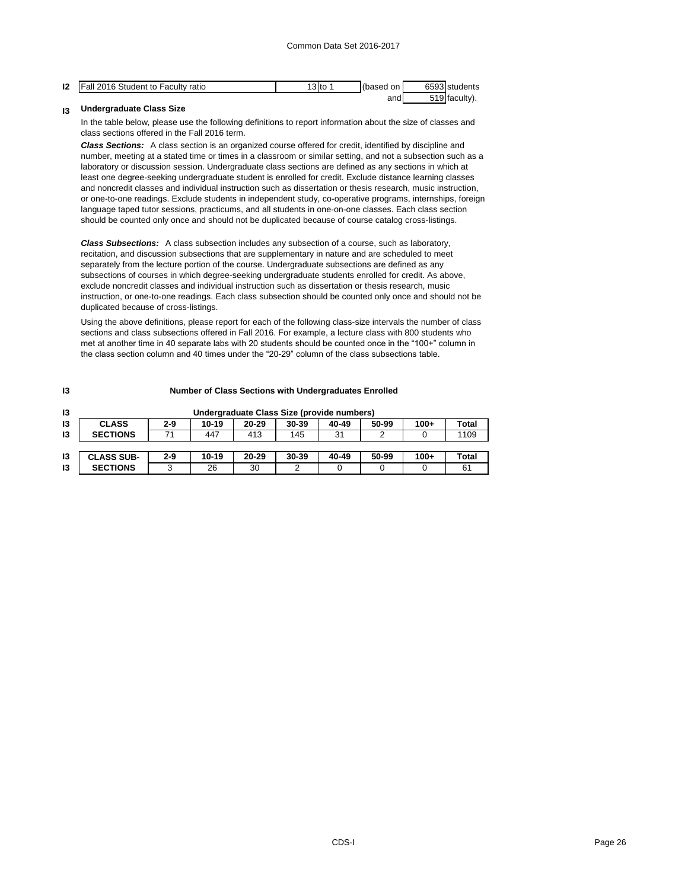| I2 | Fall 2016 Student to Faculty ratio | 13 to 1 | (based on | 6593 students |
|---|---|---|---|---|
| | | | and | 519 faculty). |

**I3 Undergraduate Class Size**

In the table below, please use the following definitions to report information about the size of classes and class sections offered in the Fall 2016 term.

***Class Sections:*** A class section is an organized course offered for credit, identified by discipline and number, meeting at a stated time or times in a classroom or similar setting, and not a subsection such as a laboratory or discussion session. Undergraduate class sections are defined as any sections in which at least one degree-seeking undergraduate student is enrolled for credit. Exclude distance learning classes and noncredit classes and individual instruction such as dissertation or thesis research, music instruction, or one-to-one readings. Exclude students in independent study, co-operative programs, internships, foreign language taped tutor sessions, practicums, and all students in one-on-one classes. Each class section should be counted only once and should not be duplicated because of course catalog cross-listings.

***Class Subsections:*** A class subsection includes any subsection of a course, such as laboratory, recitation, and discussion subsections that are supplementary in nature and are scheduled to meet separately from the lecture portion of the course. Undergraduate subsections are defined as any subsections of courses in which degree-seeking undergraduate students enrolled for credit. As above, exclude noncredit classes and individual instruction such as dissertation or thesis research, music instruction, or one-to-one readings. Each class subsection should be counted only once and should not be duplicated because of cross-listings.

Using the above definitions, please report for each of the following class-size intervals the number of class sections and class subsections offered in Fall 2016. For example, a lecture class with 800 students who met at another time in 40 separate labs with 20 students should be counted once in the "100+" column in the class section column and 40 times under the "20-29" column of the class subsections table.

**I3 Number of Class Sections with Undergraduates Enrolled**

**I3 Undergraduate Class Size (provide numbers)**

| | | 2-9 | 10-19 | 20-29 | 30-39 | 40-49 | 50-99 | 100+ | Total |
|---|---|---|---|---|---|---|---|---|---|
| I3 | **CLASS SECTIONS** | 71 | 447 | 413 | 145 | 31 | 2 | 0 | 1109 |

| | | 2-9 | 10-19 | 20-29 | 30-39 | 40-49 | 50-99 | 100+ | Total |
|---|---|---|---|---|---|---|---|---|---|
| I3 | **CLASS SUB-SECTIONS** | 3 | 26 | 30 | 2 | 0 | 0 | 0 | 61 |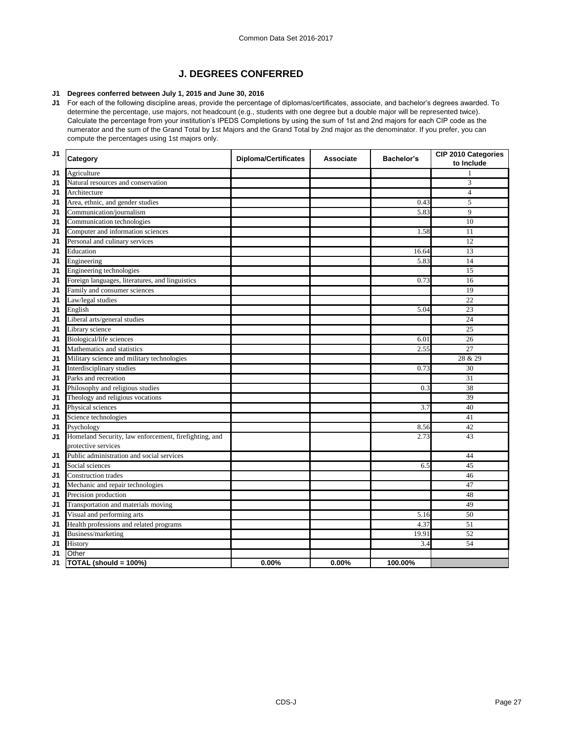## J. DEGREES CONFERRED

**J1 Degrees conferred between July 1, 2015 and June 30, 2016**

J1 For each of the following discipline areas, provide the percentage of diplomas/certificates, associate, and bachelor's degrees awarded. To determine the percentage, use majors, not headcount (e.g., students with one degree but a double major will be represented twice). Calculate the percentage from your institution's IPEDS Completions by using the sum of 1st and 2nd majors for each CIP code as the numerator and the sum of the Grand Total by 1st Majors and the Grand Total by 2nd major as the denominator. If you prefer, you can compute the percentages using 1st majors only.

| | Category | Diploma/Certificates | Associate | Bachelor's | CIP 2010 Categories to Include |
|---|---|---|---|---|---|
| J1 | Agriculture | | | | 1 |
| J1 | Natural resources and conservation | | | | 3 |
| J1 | Architecture | | | | 4 |
| J1 | Area, ethnic, and gender studies | | | 0.43 | 5 |
| J1 | Communication/journalism | | | 5.83 | 9 |
| J1 | Communication technologies | | | | 10 |
| J1 | Computer and information sciences | | | 1.58 | 11 |
| J1 | Personal and culinary services | | | | 12 |
| J1 | Education | | | 16.64 | 13 |
| J1 | Engineering | | | 5.83 | 14 |
| J1 | Engineering technologies | | | | 15 |
| J1 | Foreign languages, literatures, and linguistics | | | 0.73 | 16 |
| J1 | Family and consumer sciences | | | | 19 |
| J1 | Law/legal studies | | | | 22 |
| J1 | English | | | 5.04 | 23 |
| J1 | Liberal arts/general studies | | | | 24 |
| J1 | Library science | | | | 25 |
| J1 | Biological/life sciences | | | 6.01 | 26 |
| J1 | Mathematics and statistics | | | 2.55 | 27 |
| J1 | Military science and military technologies | | | | 28 & 29 |
| J1 | Interdisciplinary studies | | | 0.73 | 30 |
| J1 | Parks and recreation | | | | 31 |
| J1 | Philosophy and religious studies | | | 0.3 | 38 |
| J1 | Theology and religious vocations | | | | 39 |
| J1 | Physical sciences | | | 3.7 | 40 |
| J1 | Science technologies | | | | 41 |
| J1 | Psychology | | | 8.56 | 42 |
| J1 | Homeland Security, law enforcement, firefighting, and protective services | | | 2.73 | 43 |
| J1 | Public administration and social services | | | | 44 |
| J1 | Social sciences | | | 6.5 | 45 |
| J1 | Construction trades | | | | 46 |
| J1 | Mechanic and repair technologies | | | | 47 |
| J1 | Precision production | | | | 48 |
| J1 | Transportation and materials moving | | | | 49 |
| J1 | Visual and performing arts | | | 5.16 | 50 |
| J1 | Health professions and related programs | | | 4.37 | 51 |
| J1 | Business/marketing | | | 19.91 | 52 |
| J1 | History | | | 3.4 | 54 |
| J1 | Other | | | | |
| J1 | **TOTAL (should = 100%)** | **0.00%** | **0.00%** | **100.00%** | |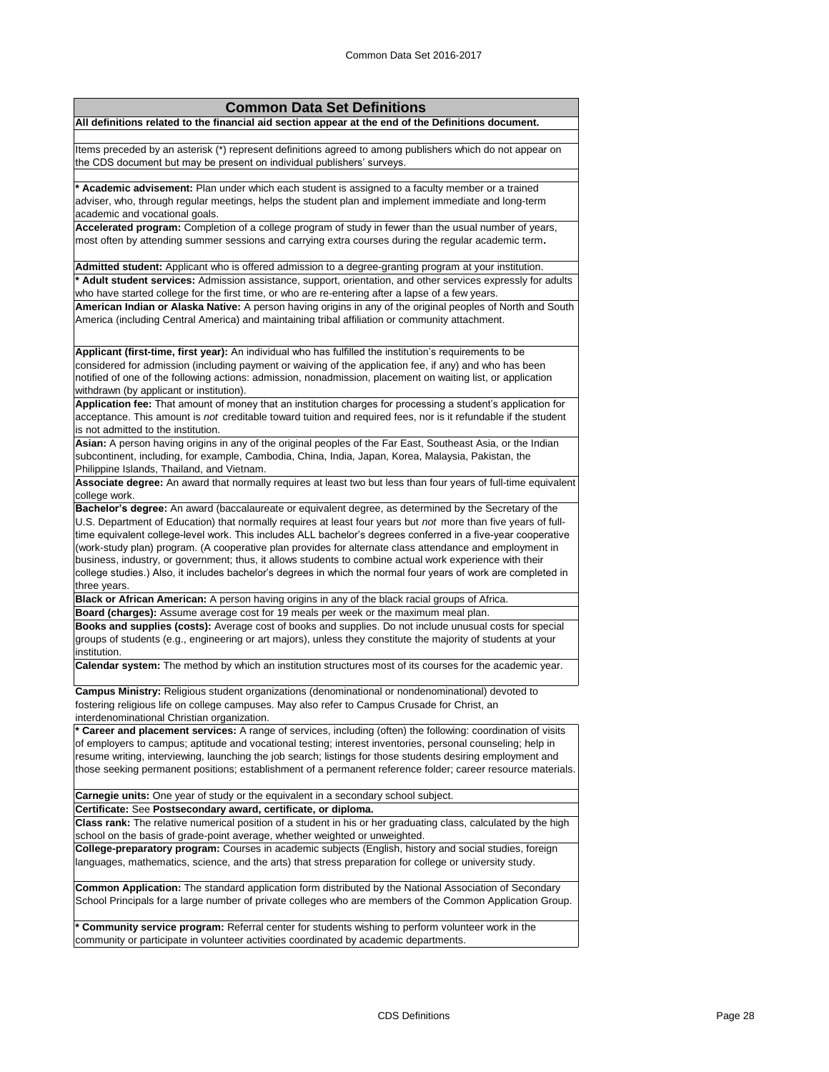## Common Data Set Definitions

**All definitions related to the financial aid section appear at the end of the Definitions document.**

Items preceded by an asterisk (*) represent definitions agreed to among publishers which do not appear on the CDS document but may be present on individual publishers' surveys.

**\* Academic advisement:** Plan under which each student is assigned to a faculty member or a trained adviser, who, through regular meetings, helps the student plan and implement immediate and long-term academic and vocational goals.

**Accelerated program:** Completion of a college program of study in fewer than the usual number of years, most often by attending summer sessions and carrying extra courses during the regular academic term**.**

**Admitted student:** Applicant who is offered admission to a degree-granting program at your institution.

**\* Adult student services:** Admission assistance, support, orientation, and other services expressly for adults who have started college for the first time, or who are re-entering after a lapse of a few years.

**American Indian or Alaska Native:** A person having origins in any of the original peoples of North and South America (including Central America) and maintaining tribal affiliation or community attachment.

**Applicant (first-time, first year):** An individual who has fulfilled the institution's requirements to be considered for admission (including payment or waiving of the application fee, if any) and who has been notified of one of the following actions: admission, nonadmission, placement on waiting list, or application withdrawn (by applicant or institution).

**Application fee:** That amount of money that an institution charges for processing a student's application for acceptance. This amount is *not* creditable toward tuition and required fees, nor is it refundable if the student is not admitted to the institution.

**Asian:** A person having origins in any of the original peoples of the Far East, Southeast Asia, or the Indian subcontinent, including, for example, Cambodia, China, India, Japan, Korea, Malaysia, Pakistan, the Philippine Islands, Thailand, and Vietnam.

**Associate degree:** An award that normally requires at least two but less than four years of full-time equivalent college work.

**Bachelor's degree:** An award (baccalaureate or equivalent degree, as determined by the Secretary of the U.S. Department of Education) that normally requires at least four years but *not* more than five years of full-time equivalent college-level work. This includes ALL bachelor's degrees conferred in a five-year cooperative (work-study plan) program. (A cooperative plan provides for alternate class attendance and employment in business, industry, or government; thus, it allows students to combine actual work experience with their college studies.) Also, it includes bachelor's degrees in which the normal four years of work are completed in three years.

**Black or African American:** A person having origins in any of the black racial groups of Africa.

**Board (charges):** Assume average cost for 19 meals per week or the maximum meal plan.

**Books and supplies (costs):** Average cost of books and supplies. Do not include unusual costs for special groups of students (e.g., engineering or art majors), unless they constitute the majority of students at your institution.

**Calendar system:** The method by which an institution structures most of its courses for the academic year.

**Campus Ministry:** Religious student organizations (denominational or nondenominational) devoted to fostering religious life on college campuses. May also refer to Campus Crusade for Christ, an interdenominational Christian organization.

**\* Career and placement services:** A range of services, including (often) the following: coordination of visits of employers to campus; aptitude and vocational testing; interest inventories, personal counseling; help in resume writing, interviewing, launching the job search; listings for those students desiring employment and those seeking permanent positions; establishment of a permanent reference folder; career resource materials.

**Carnegie units:** One year of study or the equivalent in a secondary school subject.

**Certificate:** See **Postsecondary award, certificate, or diploma.**

**Class rank:** The relative numerical position of a student in his or her graduating class, calculated by the high school on the basis of grade-point average, whether weighted or unweighted.

**College-preparatory program:** Courses in academic subjects (English, history and social studies, foreign languages, mathematics, science, and the arts) that stress preparation for college or university study.

**Common Application:** The standard application form distributed by the National Association of Secondary School Principals for a large number of private colleges who are members of the Common Application Group.

**\* Community service program:** Referral center for students wishing to perform volunteer work in the community or participate in volunteer activities coordinated by academic departments.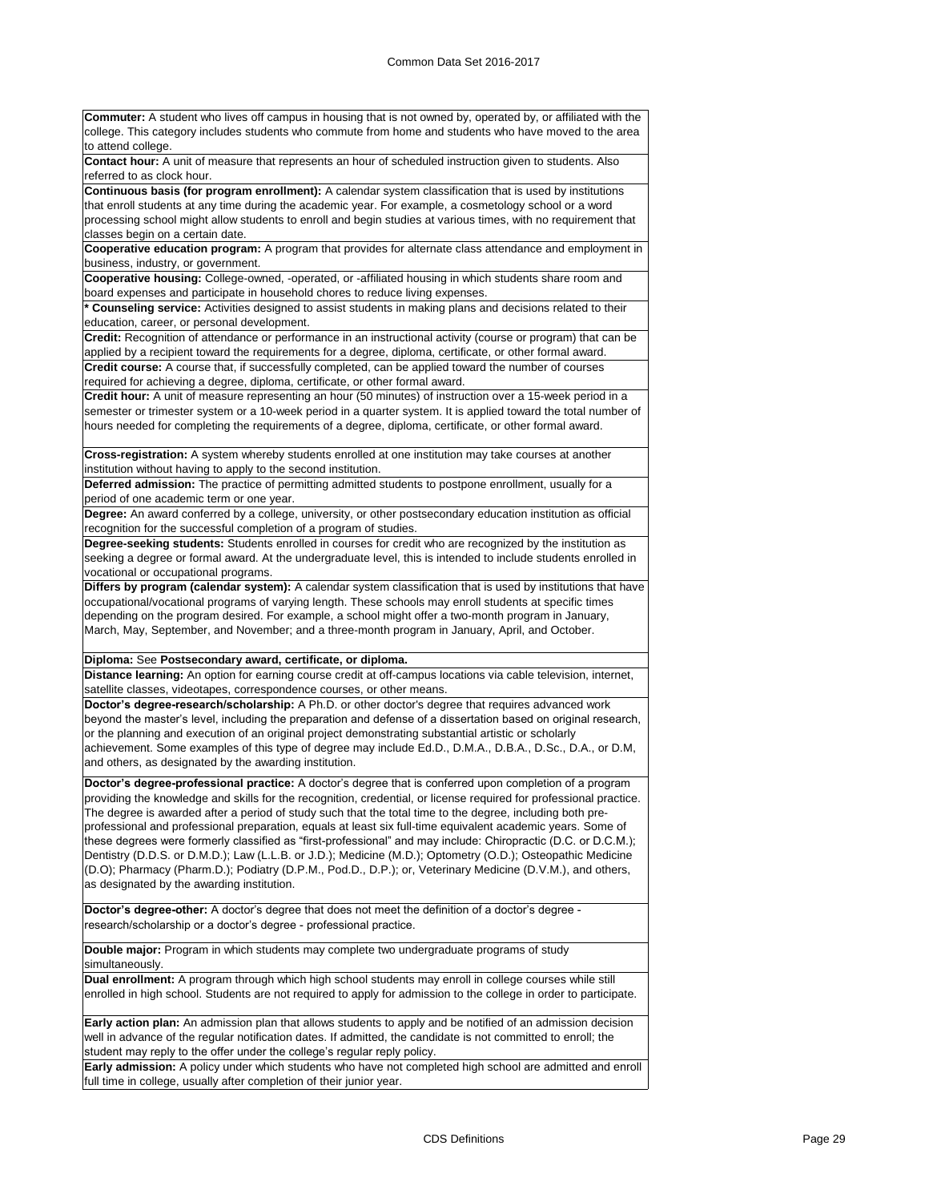**Commuter:** A student who lives off campus in housing that is not owned by, operated by, or affiliated with the college. This category includes students who commute from home and students who have moved to the area to attend college.

**Contact hour:** A unit of measure that represents an hour of scheduled instruction given to students. Also referred to as clock hour.

**Continuous basis (for program enrollment):** A calendar system classification that is used by institutions that enroll students at any time during the academic year. For example, a cosmetology school or a word processing school might allow students to enroll and begin studies at various times, with no requirement that classes begin on a certain date.

**Cooperative education program:** A program that provides for alternate class attendance and employment in business, industry, or government.

**Cooperative housing:** College-owned, -operated, or -affiliated housing in which students share room and board expenses and participate in household chores to reduce living expenses.

**\* Counseling service:** Activities designed to assist students in making plans and decisions related to their education, career, or personal development.

**Credit:** Recognition of attendance or performance in an instructional activity (course or program) that can be applied by a recipient toward the requirements for a degree, diploma, certificate, or other formal award.

**Credit course:** A course that, if successfully completed, can be applied toward the number of courses required for achieving a degree, diploma, certificate, or other formal award.

**Credit hour:** A unit of measure representing an hour (50 minutes) of instruction over a 15-week period in a semester or trimester system or a 10-week period in a quarter system. It is applied toward the total number of hours needed for completing the requirements of a degree, diploma, certificate, or other formal award.

**Cross-registration:** A system whereby students enrolled at one institution may take courses at another institution without having to apply to the second institution.

**Deferred admission:** The practice of permitting admitted students to postpone enrollment, usually for a period of one academic term or one year.

**Degree:** An award conferred by a college, university, or other postsecondary education institution as official recognition for the successful completion of a program of studies.

**Degree-seeking students:** Students enrolled in courses for credit who are recognized by the institution as seeking a degree or formal award. At the undergraduate level, this is intended to include students enrolled in vocational or occupational programs.

**Differs by program (calendar system):** A calendar system classification that is used by institutions that have occupational/vocational programs of varying length. These schools may enroll students at specific times depending on the program desired. For example, a school might offer a two-month program in January, March, May, September, and November; and a three-month program in January, April, and October.

**Diploma:** See **Postsecondary award, certificate, or diploma.**

**Distance learning:** An option for earning course credit at off-campus locations via cable television, internet, satellite classes, videotapes, correspondence courses, or other means.

**Doctor's degree-research/scholarship:** A Ph.D. or other doctor's degree that requires advanced work beyond the master's level, including the preparation and defense of a dissertation based on original research, or the planning and execution of an original project demonstrating substantial artistic or scholarly achievement. Some examples of this type of degree may include Ed.D., D.M.A., D.B.A., D.Sc., D.A., or D.M, and others, as designated by the awarding institution.

**Doctor's degree-professional practice:** A doctor's degree that is conferred upon completion of a program providing the knowledge and skills for the recognition, credential, or license required for professional practice. The degree is awarded after a period of study such that the total time to the degree, including both pre-professional and professional preparation, equals at least six full-time equivalent academic years. Some of these degrees were formerly classified as "first-professional" and may include: Chiropractic (D.C. or D.C.M.); Dentistry (D.D.S. or D.M.D.); Law (L.L.B. or J.D.); Medicine (M.D.); Optometry (O.D.); Osteopathic Medicine (D.O); Pharmacy (Pharm.D.); Podiatry (D.P.M., Pod.D., D.P.); or, Veterinary Medicine (D.V.M.), and others, as designated by the awarding institution.

**Doctor's degree-other:** A doctor's degree that does not meet the definition of a doctor's degree - research/scholarship or a doctor's degree - professional practice.

**Double major:** Program in which students may complete two undergraduate programs of study simultaneously.

**Dual enrollment:** A program through which high school students may enroll in college courses while still enrolled in high school. Students are not required to apply for admission to the college in order to participate.

**Early action plan:** An admission plan that allows students to apply and be notified of an admission decision well in advance of the regular notification dates. If admitted, the candidate is not committed to enroll; the student may reply to the offer under the college's regular reply policy.

**Early admission:** A policy under which students who have not completed high school are admitted and enroll full time in college, usually after completion of their junior year.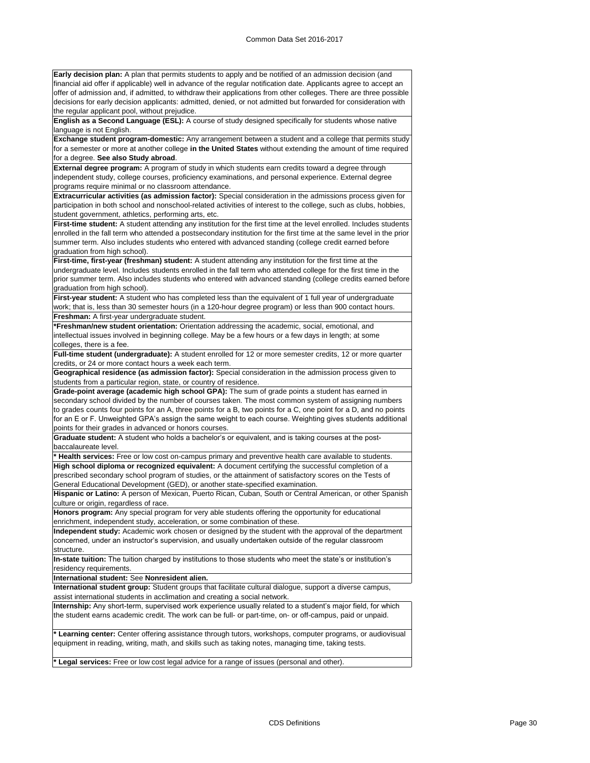**Early decision plan:** A plan that permits students to apply and be notified of an admission decision (and financial aid offer if applicable) well in advance of the regular notification date. Applicants agree to accept an offer of admission and, if admitted, to withdraw their applications from other colleges. There are three possible decisions for early decision applicants: admitted, denied, or not admitted but forwarded for consideration with the regular applicant pool, without prejudice.

**English as a Second Language (ESL):** A course of study designed specifically for students whose native language is not English.

**Exchange student program-domestic:** Any arrangement between a student and a college that permits study for a semester or more at another college **in the United States** without extending the amount of time required for a degree. **See also Study abroad**.

**External degree program:** A program of study in which students earn credits toward a degree through independent study, college courses, proficiency examinations, and personal experience. External degree programs require minimal or no classroom attendance.

**Extracurricular activities (as admission factor):** Special consideration in the admissions process given for participation in both school and nonschool-related activities of interest to the college, such as clubs, hobbies, student government, athletics, performing arts, etc.

**First-time student:** A student attending any institution for the first time at the level enrolled. Includes students enrolled in the fall term who attended a postsecondary institution for the first time at the same level in the prior summer term. Also includes students who entered with advanced standing (college credit earned before graduation from high school).

**First-time, first-year (freshman) student:** A student attending any institution for the first time at the undergraduate level. Includes students enrolled in the fall term who attended college for the first time in the prior summer term. Also includes students who entered with advanced standing (college credits earned before graduation from high school).

**First-year student:** A student who has completed less than the equivalent of 1 full year of undergraduate work; that is, less than 30 semester hours (in a 120-hour degree program) or less than 900 contact hours.

**Freshman:** A first-year undergraduate student.

***Freshman/new student orientation:** Orientation addressing the academic, social, emotional, and intellectual issues involved in beginning college. May be a few hours or a few days in length; at some colleges, there is a fee.

**Full-time student (undergraduate):** A student enrolled for 12 or more semester credits, 12 or more quarter credits, or 24 or more contact hours a week each term.

**Geographical residence (as admission factor):** Special consideration in the admission process given to students from a particular region, state, or country of residence.

**Grade-point average (academic high school GPA):** The sum of grade points a student has earned in secondary school divided by the number of courses taken. The most common system of assigning numbers to grades counts four points for an A, three points for a B, two points for a C, one point for a D, and no points for an E or F. Unweighted GPA's assign the same weight to each course. Weighting gives students additional points for their grades in advanced or honors courses.

**Graduate student:** A student who holds a bachelor's or equivalent, and is taking courses at the post-baccalaureate level.

**\* Health services:** Free or low cost on-campus primary and preventive health care available to students.

**High school diploma or recognized equivalent:** A document certifying the successful completion of a prescribed secondary school program of studies, or the attainment of satisfactory scores on the Tests of General Educational Development (GED), or another state-specified examination.

**Hispanic or Latino:** A person of Mexican, Puerto Rican, Cuban, South or Central American, or other Spanish culture or origin, regardless of race.

**Honors program:** Any special program for very able students offering the opportunity for educational enrichment, independent study, acceleration, or some combination of these.

**Independent study:** Academic work chosen or designed by the student with the approval of the department concerned, under an instructor's supervision, and usually undertaken outside of the regular classroom structure.

**In-state tuition:** The tuition charged by institutions to those students who meet the state's or institution's residency requirements.

**International student:** See **Nonresident alien.**

**International student group:** Student groups that facilitate cultural dialogue, support a diverse campus, assist international students in acclimation and creating a social network.

**Internship:** Any short-term, supervised work experience usually related to a student's major field, for which the student earns academic credit. The work can be full- or part-time, on- or off-campus, paid or unpaid.

**\* Learning center:** Center offering assistance through tutors, workshops, computer programs, or audiovisual equipment in reading, writing, math, and skills such as taking notes, managing time, taking tests.

**\* Legal services:** Free or low cost legal advice for a range of issues (personal and other).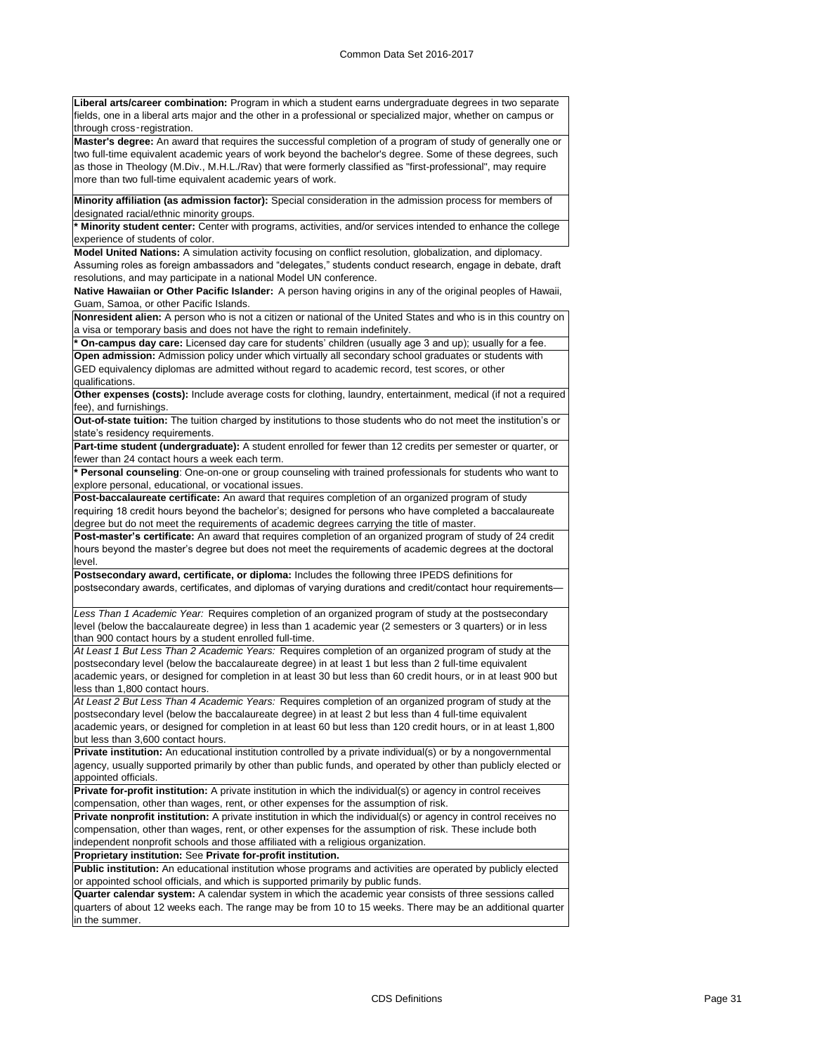**Liberal arts/career combination:** Program in which a student earns undergraduate degrees in two separate fields, one in a liberal arts major and the other in a professional or specialized major, whether on campus or through cross-registration.

**Master's degree:** An award that requires the successful completion of a program of study of generally one or two full-time equivalent academic years of work beyond the bachelor's degree. Some of these degrees, such as those in Theology (M.Div., M.H.L./Rav) that were formerly classified as "first-professional", may require more than two full-time equivalent academic years of work.

**Minority affiliation (as admission factor):** Special consideration in the admission process for members of designated racial/ethnic minority groups.

*** Minority student center:** Center with programs, activities, and/or services intended to enhance the college experience of students of color.

**Model United Nations:** A simulation activity focusing on conflict resolution, globalization, and diplomacy. Assuming roles as foreign ambassadors and "delegates," students conduct research, engage in debate, draft resolutions, and may participate in a national Model UN conference.

**Native Hawaiian or Other Pacific Islander:** A person having origins in any of the original peoples of Hawaii, Guam, Samoa, or other Pacific Islands.

**Nonresident alien:** A person who is not a citizen or national of the United States and who is in this country on a visa or temporary basis and does not have the right to remain indefinitely.

*** On-campus day care:** Licensed day care for students' children (usually age 3 and up); usually for a fee.

**Open admission:** Admission policy under which virtually all secondary school graduates or students with GED equivalency diplomas are admitted without regard to academic record, test scores, or other qualifications.

**Other expenses (costs):** Include average costs for clothing, laundry, entertainment, medical (if not a required fee), and furnishings.

**Out-of-state tuition:** The tuition charged by institutions to those students who do not meet the institution's or state's residency requirements.

**Part-time student (undergraduate):** A student enrolled for fewer than 12 credits per semester or quarter, or fewer than 24 contact hours a week each term.

*** Personal counseling**: One-on-one or group counseling with trained professionals for students who want to explore personal, educational, or vocational issues.

**Post-baccalaureate certificate:** An award that requires completion of an organized program of study requiring 18 credit hours beyond the bachelor's; designed for persons who have completed a baccalaureate degree but do not meet the requirements of academic degrees carrying the title of master.

**Post-master's certificate:** An award that requires completion of an organized program of study of 24 credit hours beyond the master's degree but does not meet the requirements of academic degrees at the doctoral level.

**Postsecondary award, certificate, or diploma:** Includes the following three IPEDS definitions for postsecondary awards, certificates, and diplomas of varying durations and credit/contact hour requirements—

*Less Than 1 Academic Year:* Requires completion of an organized program of study at the postsecondary level (below the baccalaureate degree) in less than 1 academic year (2 semesters or 3 quarters) or in less than 900 contact hours by a student enrolled full-time.

*At Least 1 But Less Than 2 Academic Years:* Requires completion of an organized program of study at the postsecondary level (below the baccalaureate degree) in at least 1 but less than 2 full-time equivalent academic years, or designed for completion in at least 30 but less than 60 credit hours, or in at least 900 but less than 1,800 contact hours.

*At Least 2 But Less Than 4 Academic Years:* Requires completion of an organized program of study at the postsecondary level (below the baccalaureate degree) in at least 2 but less than 4 full-time equivalent academic years, or designed for completion in at least 60 but less than 120 credit hours, or in at least 1,800 but less than 3,600 contact hours.

**Private institution:** An educational institution controlled by a private individual(s) or by a nongovernmental agency, usually supported primarily by other than public funds, and operated by other than publicly elected or appointed officials.

**Private for-profit institution:** A private institution in which the individual(s) or agency in control receives compensation, other than wages, rent, or other expenses for the assumption of risk.

**Private nonprofit institution:** A private institution in which the individual(s) or agency in control receives no compensation, other than wages, rent, or other expenses for the assumption of risk. These include both independent nonprofit schools and those affiliated with a religious organization.

**Proprietary institution:** See **Private for-profit institution.**

**Public institution:** An educational institution whose programs and activities are operated by publicly elected or appointed school officials, and which is supported primarily by public funds.

**Quarter calendar system:** A calendar system in which the academic year consists of three sessions called quarters of about 12 weeks each. The range may be from 10 to 15 weeks. There may be an additional quarter in the summer.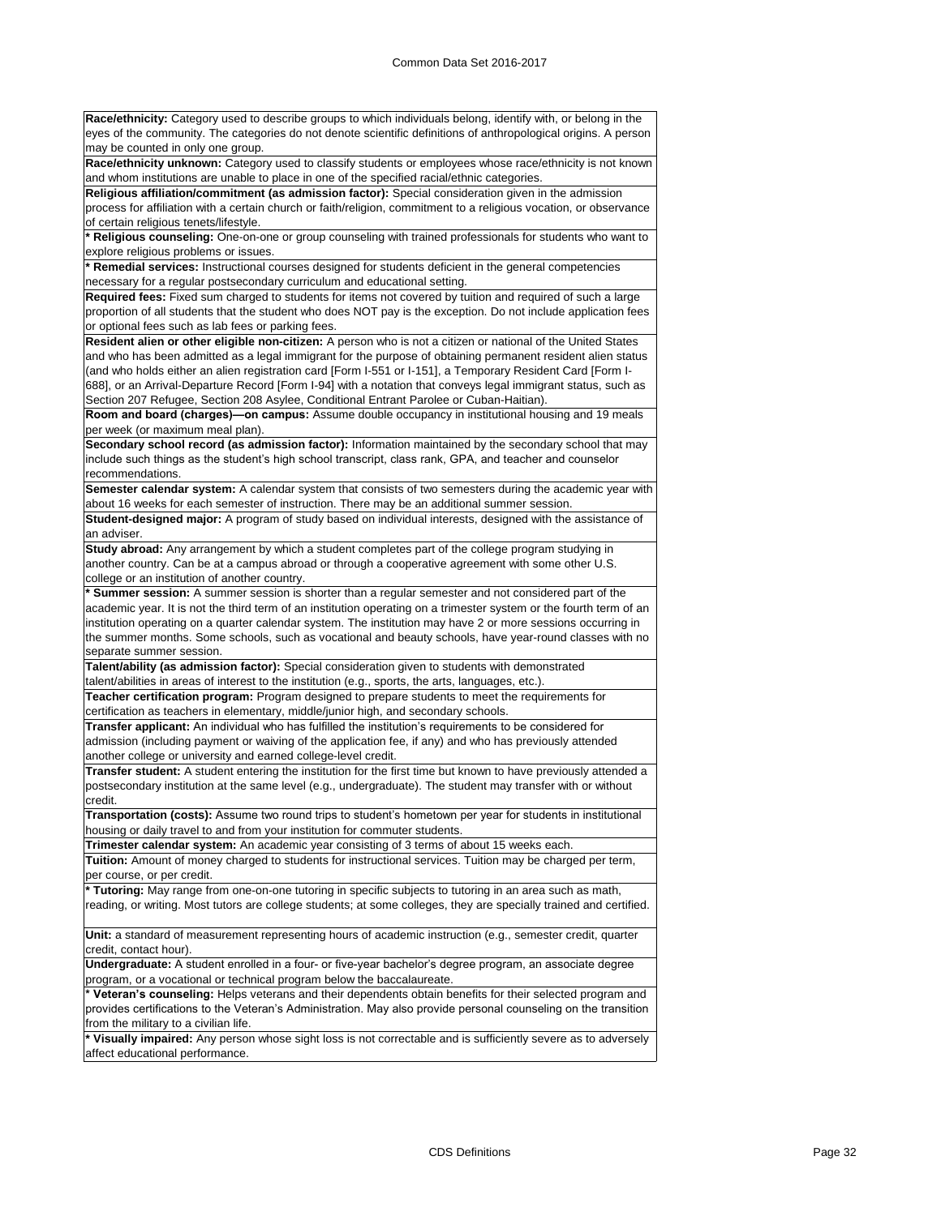**Race/ethnicity:** Category used to describe groups to which individuals belong, identify with, or belong in the eyes of the community. The categories do not denote scientific definitions of anthropological origins. A person may be counted in only one group.

**Race/ethnicity unknown:** Category used to classify students or employees whose race/ethnicity is not known and whom institutions are unable to place in one of the specified racial/ethnic categories.

**Religious affiliation/commitment (as admission factor):** Special consideration given in the admission process for affiliation with a certain church or faith/religion, commitment to a religious vocation, or observance of certain religious tenets/lifestyle.

**\* Religious counseling:** One-on-one or group counseling with trained professionals for students who want to explore religious problems or issues.

**\* Remedial services:** Instructional courses designed for students deficient in the general competencies necessary for a regular postsecondary curriculum and educational setting.

**Required fees:** Fixed sum charged to students for items not covered by tuition and required of such a large proportion of all students that the student who does NOT pay is the exception. Do not include application fees or optional fees such as lab fees or parking fees.

**Resident alien or other eligible non-citizen:** A person who is not a citizen or national of the United States and who has been admitted as a legal immigrant for the purpose of obtaining permanent resident alien status (and who holds either an alien registration card [Form I-551 or I-151], a Temporary Resident Card [Form I-688], or an Arrival-Departure Record [Form I-94] with a notation that conveys legal immigrant status, such as Section 207 Refugee, Section 208 Asylee, Conditional Entrant Parolee or Cuban-Haitian).

**Room and board (charges)—on campus:** Assume double occupancy in institutional housing and 19 meals per week (or maximum meal plan).

**Secondary school record (as admission factor):** Information maintained by the secondary school that may include such things as the student's high school transcript, class rank, GPA, and teacher and counselor recommendations.

**Semester calendar system:** A calendar system that consists of two semesters during the academic year with about 16 weeks for each semester of instruction. There may be an additional summer session.

**Student-designed major:** A program of study based on individual interests, designed with the assistance of an adviser.

**Study abroad:** Any arrangement by which a student completes part of the college program studying in another country. Can be at a campus abroad or through a cooperative agreement with some other U.S. college or an institution of another country.

**\* Summer session:** A summer session is shorter than a regular semester and not considered part of the academic year. It is not the third term of an institution operating on a trimester system or the fourth term of an institution operating on a quarter calendar system. The institution may have 2 or more sessions occurring in the summer months. Some schools, such as vocational and beauty schools, have year-round classes with no separate summer session.

**Talent/ability (as admission factor):** Special consideration given to students with demonstrated talent/abilities in areas of interest to the institution (e.g., sports, the arts, languages, etc.).

**Teacher certification program:** Program designed to prepare students to meet the requirements for certification as teachers in elementary, middle/junior high, and secondary schools.

**Transfer applicant:** An individual who has fulfilled the institution's requirements to be considered for admission (including payment or waiving of the application fee, if any) and who has previously attended another college or university and earned college-level credit.

**Transfer student:** A student entering the institution for the first time but known to have previously attended a postsecondary institution at the same level (e.g., undergraduate). The student may transfer with or without credit.

**Transportation (costs):** Assume two round trips to student's hometown per year for students in institutional housing or daily travel to and from your institution for commuter students.

**Trimester calendar system:** An academic year consisting of 3 terms of about 15 weeks each.

**Tuition:** Amount of money charged to students for instructional services. Tuition may be charged per term, per course, or per credit.

**\* Tutoring:** May range from one-on-one tutoring in specific subjects to tutoring in an area such as math, reading, or writing. Most tutors are college students; at some colleges, they are specially trained and certified.

**Unit:** a standard of measurement representing hours of academic instruction (e.g., semester credit, quarter credit, contact hour).

**Undergraduate:** A student enrolled in a four- or five-year bachelor's degree program, an associate degree program, or a vocational or technical program below the baccalaureate.

**\* Veteran's counseling:** Helps veterans and their dependents obtain benefits for their selected program and provides certifications to the Veteran's Administration. May also provide personal counseling on the transition from the military to a civilian life.

**\* Visually impaired:** Any person whose sight loss is not correctable and is sufficiently severe as to adversely affect educational performance.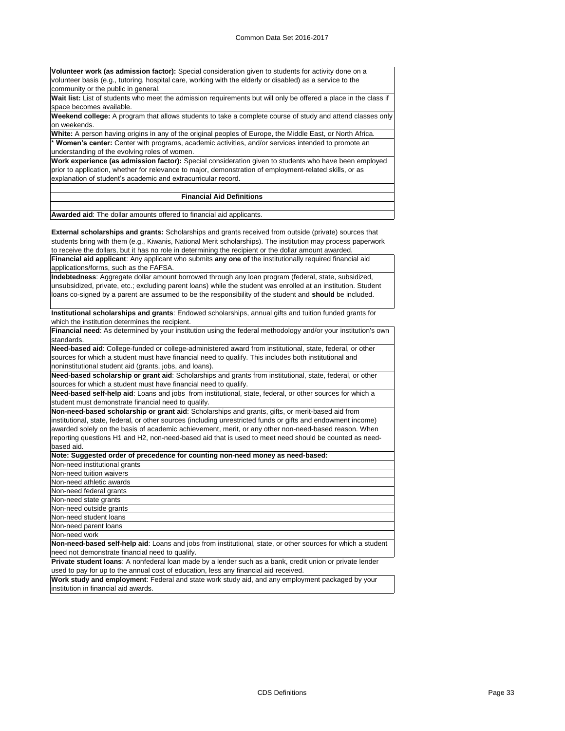**Volunteer work (as admission factor):** Special consideration given to students for activity done on a volunteer basis (e.g., tutoring, hospital care, working with the elderly or disabled) as a service to the community or the public in general.

**Wait list:** List of students who meet the admission requirements but will only be offered a place in the class if space becomes available.

**Weekend college:** A program that allows students to take a complete course of study and attend classes only on weekends.

**White:** A person having origins in any of the original peoples of Europe, the Middle East, or North Africa.

*** Women's center:** Center with programs, academic activities, and/or services intended to promote an understanding of the evolving roles of women.

**Work experience (as admission factor):** Special consideration given to students who have been employed prior to application, whether for relevance to major, demonstration of employment-related skills, or as explanation of student's academic and extracurricular record.

## Financial Aid Definitions

**Awarded aid**: The dollar amounts offered to financial aid applicants.

**External scholarships and grants:** Scholarships and grants received from outside (private) sources that students bring with them (e.g., Kiwanis, National Merit scholarships). The institution may process paperwork to receive the dollars, but it has no role in determining the recipient or the dollar amount awarded.

**Financial aid applicant**: Any applicant who submits **any one of** the institutionally required financial aid applications/forms, such as the FAFSA.

**Indebtedness**: Aggregate dollar amount borrowed through any loan program (federal, state, subsidized, unsubsidized, private, etc.; excluding parent loans) while the student was enrolled at an institution. Student loans co-signed by a parent are assumed to be the responsibility of the student and **should** be included.

**Institutional scholarships and grants**: Endowed scholarships, annual gifts and tuition funded grants for which the institution determines the recipient.

**Financial need**: As determined by your institution using the federal methodology and/or your institution's own standards.

**Need-based aid**: College-funded or college-administered award from institutional, state, federal, or other sources for which a student must have financial need to qualify. This includes both institutional and noninstitutional student aid (grants, jobs, and loans).

**Need-based scholarship or grant aid**: Scholarships and grants from institutional, state, federal, or other sources for which a student must have financial need to qualify.

**Need-based self-help aid**: Loans and jobs from institutional, state, federal, or other sources for which a student must demonstrate financial need to qualify.

**Non-need-based scholarship or grant aid**: Scholarships and grants, gifts, or merit-based aid from institutional, state, federal, or other sources (including unrestricted funds or gifts and endowment income) awarded solely on the basis of academic achievement, merit, or any other non-need-based reason. When reporting questions H1 and H2, non-need-based aid that is used to meet need should be counted as need-based aid.

**Note: Suggested order of precedence for counting non-need money as need-based:**

- Non-need institutional grants
- Non-need tuition waivers
- Non-need athletic awards
- Non-need federal grants
- Non-need state grants
- Non-need outside grants
- Non-need student loans
- Non-need parent loans
- Non-need work

**Non-need-based self-help aid**: Loans and jobs from institutional, state, or other sources for which a student need not demonstrate financial need to qualify.

**Private student loans**: A nonfederal loan made by a lender such as a bank, credit union or private lender used to pay for up to the annual cost of education, less any financial aid received.

**Work study and employment**: Federal and state work study aid, and any employment packaged by your institution in financial aid awards.